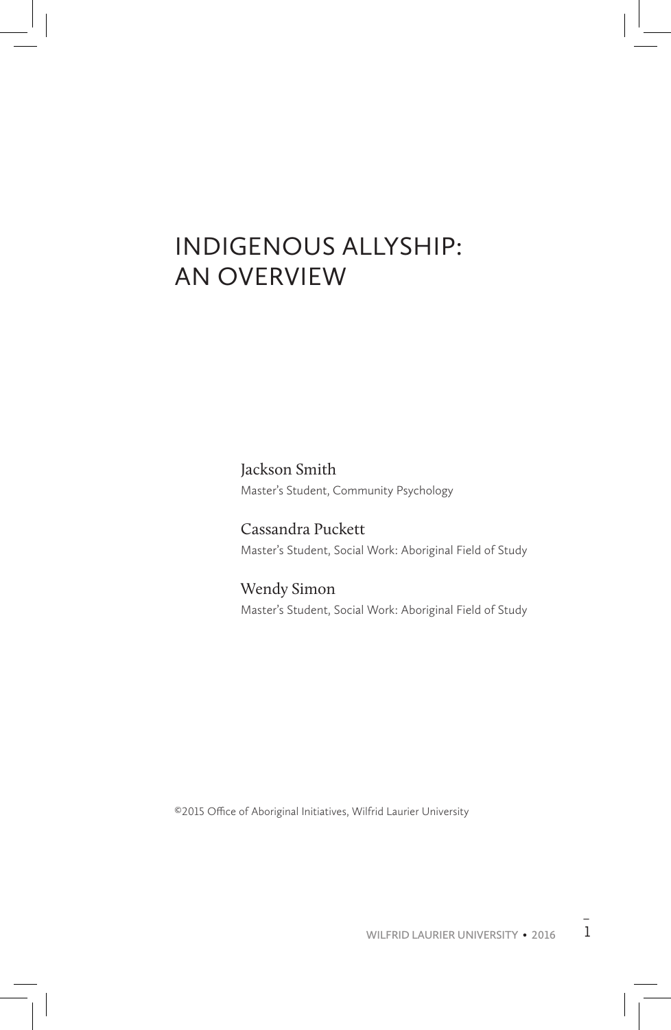# INDIGENOUS ALLYSHIP: AN OVERVIEW

Jackson Smith
Master's Student, Community Psychology

Cassandra Puckett
Master's Student, Social Work: Aboriginal Field of Study

Wendy Simon
Master's Student, Social Work: Aboriginal Field of Study

©2015 Office of Aboriginal Initiatives, Wilfrid Laurier University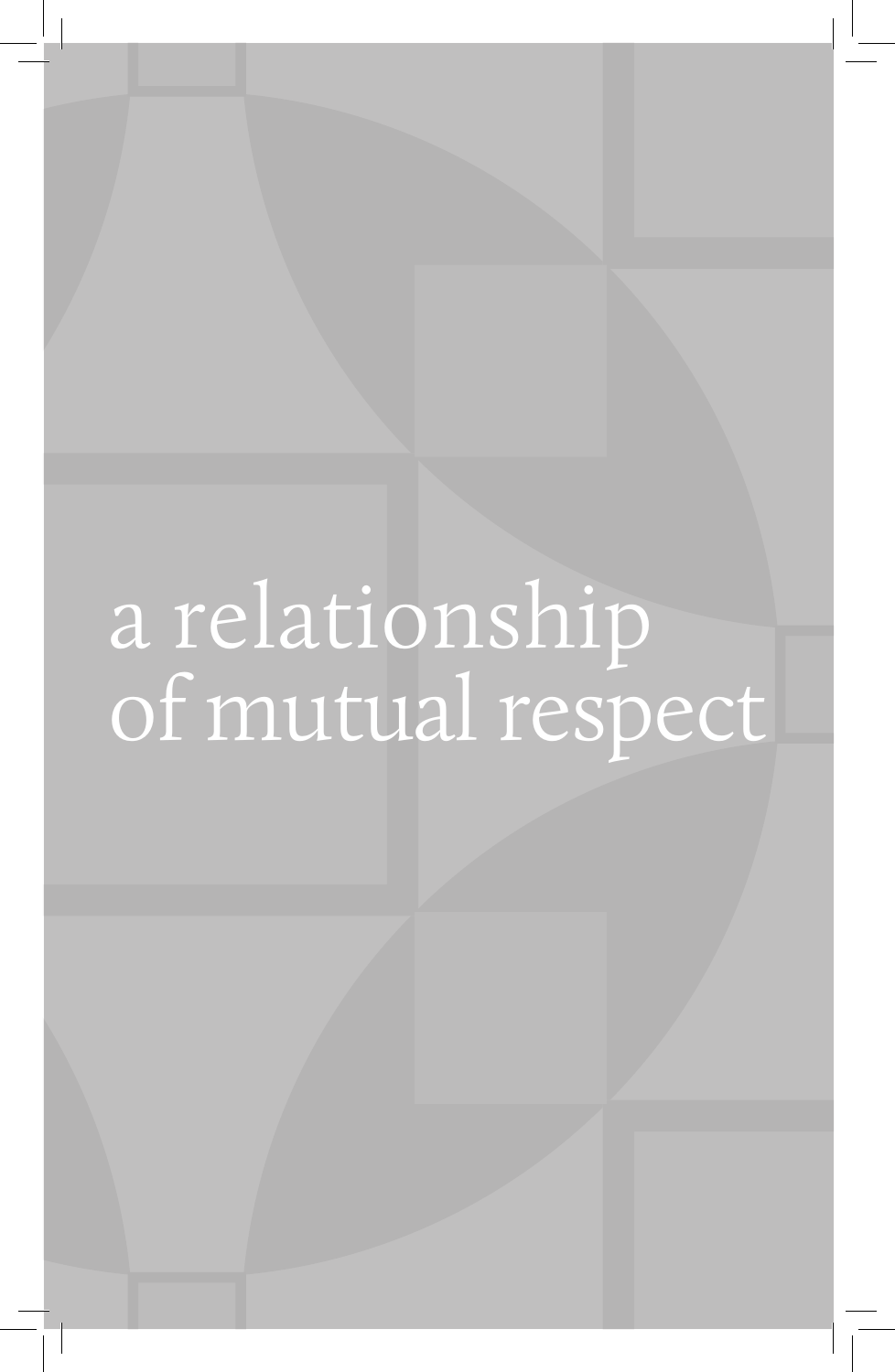# a relationship of mutual respect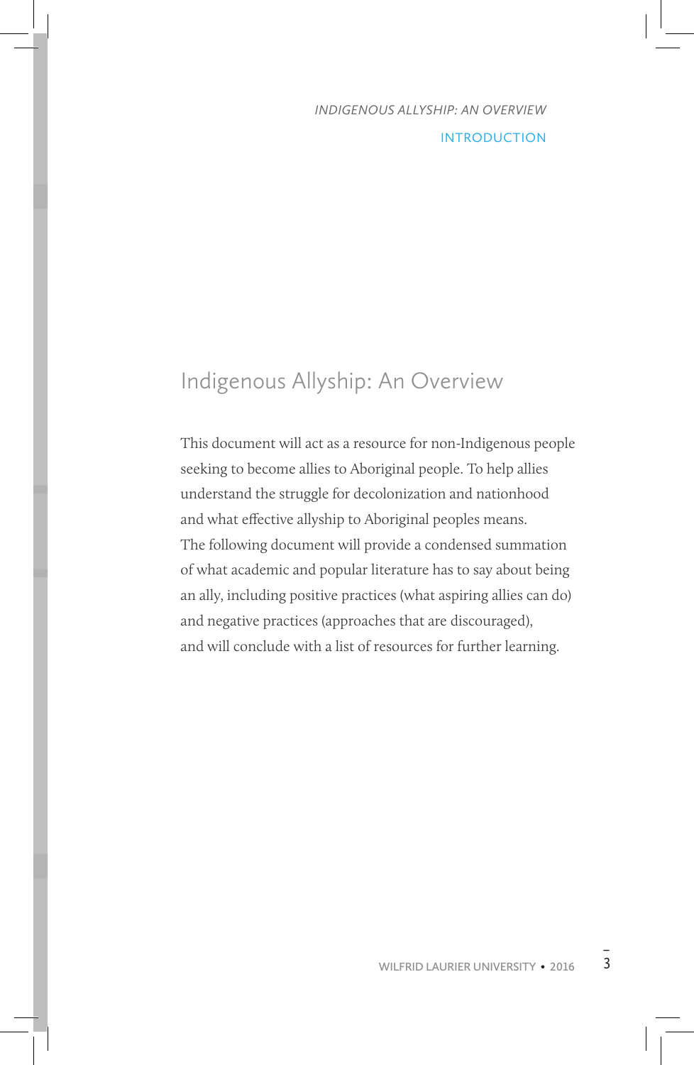# Indigenous Allyship: An Overview

This document will act as a resource for non-Indigenous people seeking to become allies to Aboriginal people. To help allies understand the struggle for decolonization and nationhood and what effective allyship to Aboriginal peoples means. The following document will provide a condensed summation of what academic and popular literature has to say about being an ally, including positive practices (what aspiring allies can do) and negative practices (approaches that are discouraged), and will conclude with a list of resources for further learning.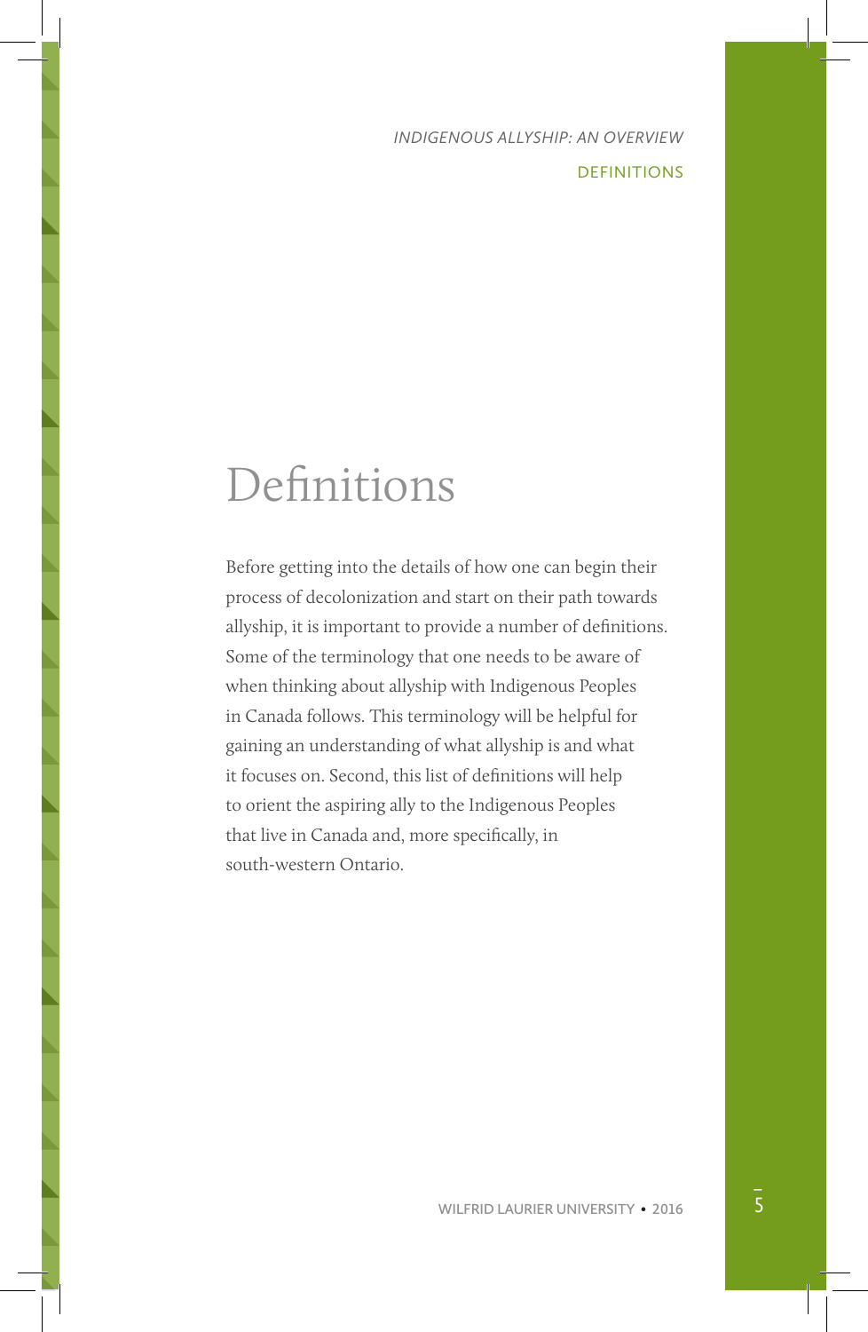# Definitions

Before getting into the details of how one can begin their process of decolonization and start on their path towards allyship, it is important to provide a number of definitions. Some of the terminology that one needs to be aware of when thinking about allyship with Indigenous Peoples in Canada follows. This terminology will be helpful for gaining an understanding of what allyship is and what it focuses on. Second, this list of definitions will help to orient the aspiring ally to the Indigenous Peoples that live in Canada and, more specifically, in south-western Ontario.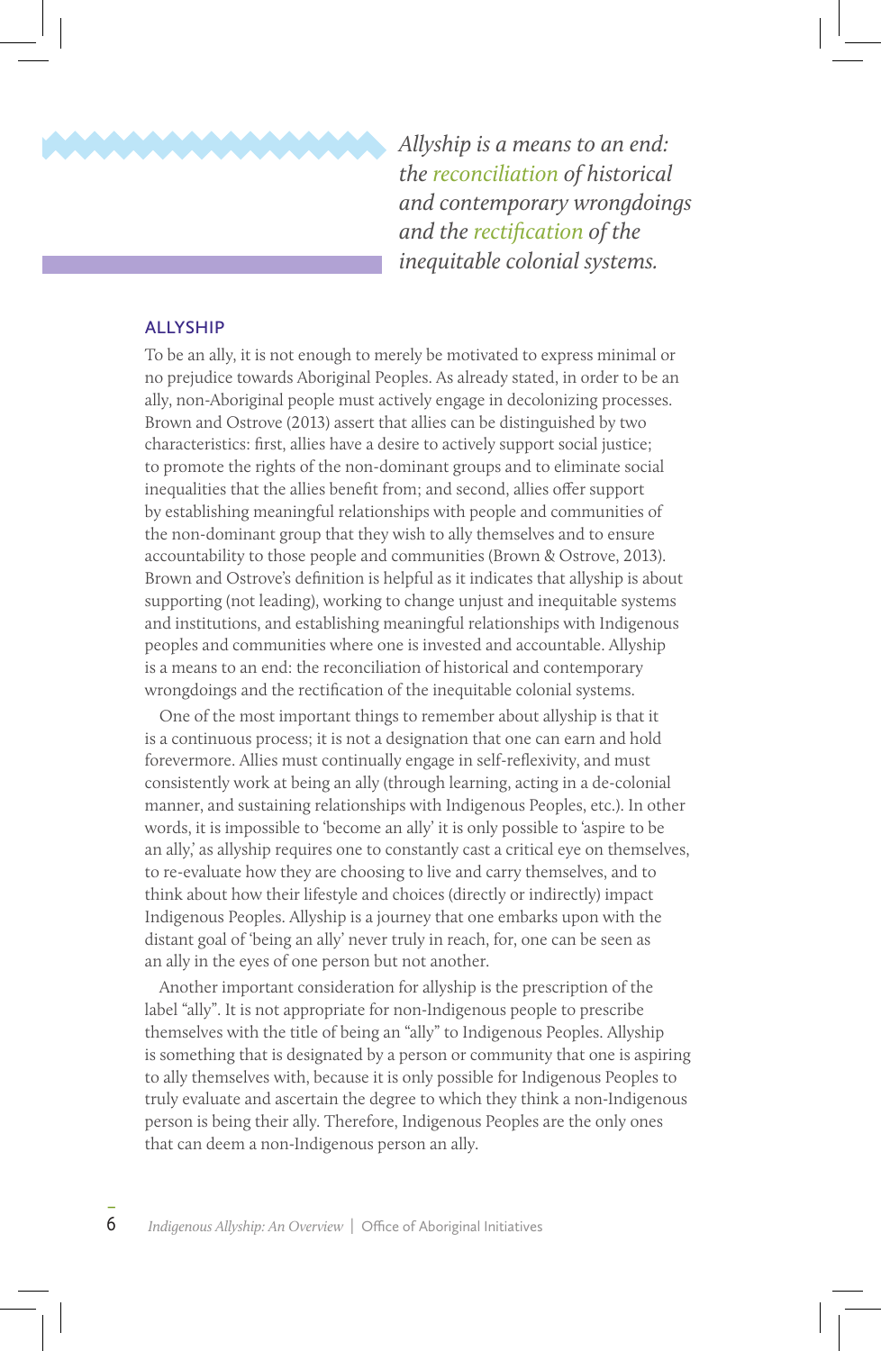*Allyship is a means to an end: the reconciliation of historical and contemporary wrongdoings and the rectification of the inequitable colonial systems.*

## ALLYSHIP

To be an ally, it is not enough to merely be motivated to express minimal or no prejudice towards Aboriginal Peoples. As already stated, in order to be an ally, non-Aboriginal people must actively engage in decolonizing processes. Brown and Ostrove (2013) assert that allies can be distinguished by two characteristics: first, allies have a desire to actively support social justice; to promote the rights of the non-dominant groups and to eliminate social inequalities that the allies benefit from; and second, allies offer support by establishing meaningful relationships with people and communities of the non-dominant group that they wish to ally themselves and to ensure accountability to those people and communities (Brown & Ostrove, 2013). Brown and Ostrove's definition is helpful as it indicates that allyship is about supporting (not leading), working to change unjust and inequitable systems and institutions, and establishing meaningful relationships with Indigenous peoples and communities where one is invested and accountable. Allyship is a means to an end: the reconciliation of historical and contemporary wrongdoings and the rectification of the inequitable colonial systems.

One of the most important things to remember about allyship is that it is a continuous process; it is not a designation that one can earn and hold forevermore. Allies must continually engage in self-reflexivity, and must consistently work at being an ally (through learning, acting in a de-colonial manner, and sustaining relationships with Indigenous Peoples, etc.). In other words, it is impossible to 'become an ally' it is only possible to 'aspire to be an ally,' as allyship requires one to constantly cast a critical eye on themselves, to re-evaluate how they are choosing to live and carry themselves, and to think about how their lifestyle and choices (directly or indirectly) impact Indigenous Peoples. Allyship is a journey that one embarks upon with the distant goal of 'being an ally' never truly in reach, for, one can be seen as an ally in the eyes of one person but not another.

Another important consideration for allyship is the prescription of the label "ally". It is not appropriate for non-Indigenous people to prescribe themselves with the title of being an "ally" to Indigenous Peoples. Allyship is something that is designated by a person or community that one is aspiring to ally themselves with, because it is only possible for Indigenous Peoples to truly evaluate and ascertain the degree to which they think a non-Indigenous person is being their ally. Therefore, Indigenous Peoples are the only ones that can deem a non-Indigenous person an ally.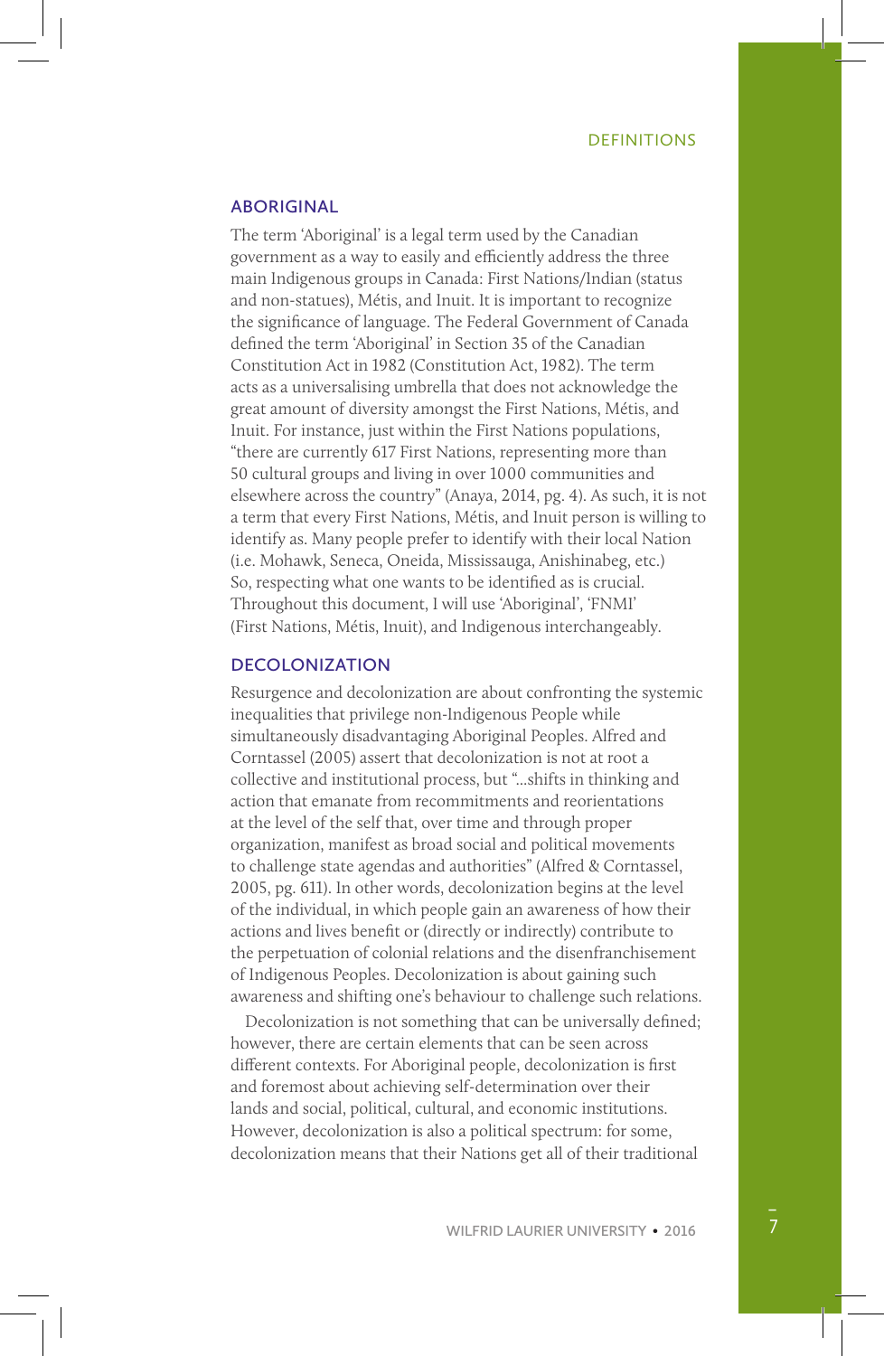## ABORIGINAL

The term 'Aboriginal' is a legal term used by the Canadian government as a way to easily and efficiently address the three main Indigenous groups in Canada: First Nations/Indian (status and non-statues), Métis, and Inuit. It is important to recognize the significance of language. The Federal Government of Canada defined the term 'Aboriginal' in Section 35 of the Canadian Constitution Act in 1982 (Constitution Act, 1982). The term acts as a universalising umbrella that does not acknowledge the great amount of diversity amongst the First Nations, Métis, and Inuit. For instance, just within the First Nations populations, "there are currently 617 First Nations, representing more than 50 cultural groups and living in over 1000 communities and elsewhere across the country" (Anaya, 2014, pg. 4). As such, it is not a term that every First Nations, Métis, and Inuit person is willing to identify as. Many people prefer to identify with their local Nation (i.e. Mohawk, Seneca, Oneida, Mississauga, Anishinabeg, etc.) So, respecting what one wants to be identified as is crucial. Throughout this document, I will use 'Aboriginal', 'FNMI' (First Nations, Métis, Inuit), and Indigenous interchangeably.

## DECOLONIZATION

Resurgence and decolonization are about confronting the systemic inequalities that privilege non-Indigenous People while simultaneously disadvantaging Aboriginal Peoples. Alfred and Corntassel (2005) assert that decolonization is not at root a collective and institutional process, but "...shifts in thinking and action that emanate from recommitments and reorientations at the level of the self that, over time and through proper organization, manifest as broad social and political movements to challenge state agendas and authorities" (Alfred & Corntassel, 2005, pg. 611). In other words, decolonization begins at the level of the individual, in which people gain an awareness of how their actions and lives benefit or (directly or indirectly) contribute to the perpetuation of colonial relations and the disenfranchisement of Indigenous Peoples. Decolonization is about gaining such awareness and shifting one's behaviour to challenge such relations.

Decolonization is not something that can be universally defined; however, there are certain elements that can be seen across different contexts. For Aboriginal people, decolonization is first and foremost about achieving self-determination over their lands and social, political, cultural, and economic institutions. However, decolonization is also a political spectrum: for some, decolonization means that their Nations get all of their traditional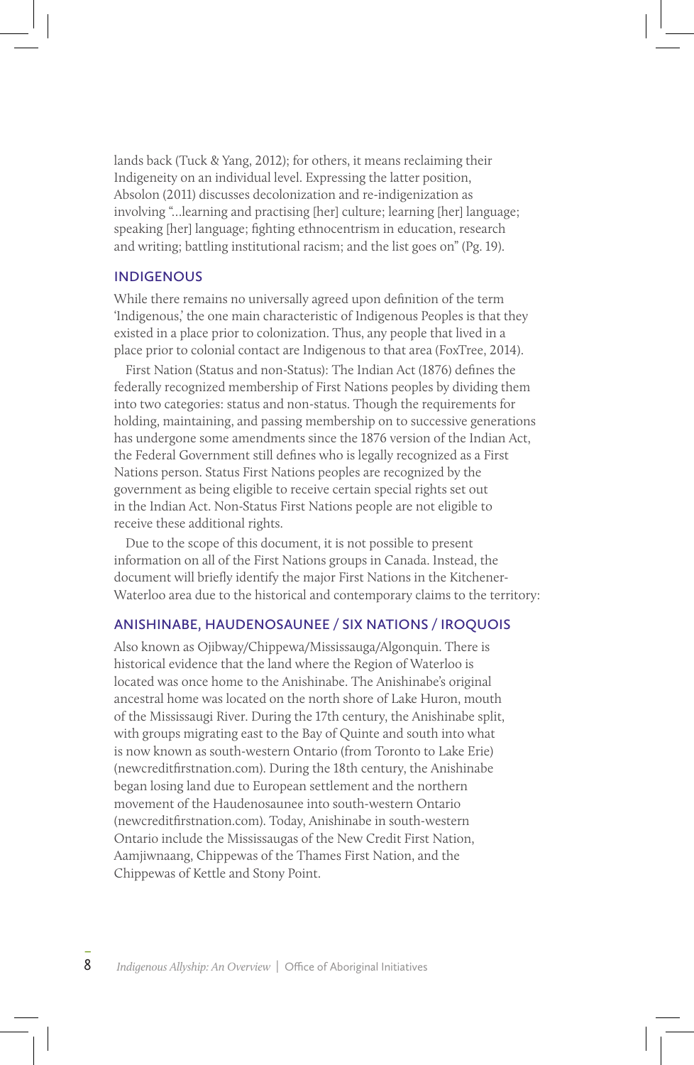lands back (Tuck & Yang, 2012); for others, it means reclaiming their Indigeneity on an individual level. Expressing the latter position, Absolon (2011) discusses decolonization and re-indigenization as involving "...learning and practising [her] culture; learning [her] language; speaking [her] language; fighting ethnocentrism in education, research and writing; battling institutional racism; and the list goes on" (Pg. 19).

## INDIGENOUS

While there remains no universally agreed upon definition of the term 'Indigenous,' the one main characteristic of Indigenous Peoples is that they existed in a place prior to colonization. Thus, any people that lived in a place prior to colonial contact are Indigenous to that area (FoxTree, 2014).

First Nation (Status and non-Status): The Indian Act (1876) defines the federally recognized membership of First Nations peoples by dividing them into two categories: status and non-status. Though the requirements for holding, maintaining, and passing membership on to successive generations has undergone some amendments since the 1876 version of the Indian Act, the Federal Government still defines who is legally recognized as a First Nations person. Status First Nations peoples are recognized by the government as being eligible to receive certain special rights set out in the Indian Act. Non-Status First Nations people are not eligible to receive these additional rights.

Due to the scope of this document, it is not possible to present information on all of the First Nations groups in Canada. Instead, the document will briefly identify the major First Nations in the Kitchener-Waterloo area due to the historical and contemporary claims to the territory:

## ANISHINABE, HAUDENOSAUNEE / SIX NATIONS / IROQUOIS

Also known as Ojibway/Chippewa/Mississauga/Algonquin. There is historical evidence that the land where the Region of Waterloo is located was once home to the Anishinabe. The Anishinabe's original ancestral home was located on the north shore of Lake Huron, mouth of the Mississaugi River. During the 17th century, the Anishinabe split, with groups migrating east to the Bay of Quinte and south into what is now known as south-western Ontario (from Toronto to Lake Erie) (newcreditfirstnation.com). During the 18th century, the Anishinabe began losing land due to European settlement and the northern movement of the Haudenosaunee into south-western Ontario (newcreditfirstnation.com). Today, Anishinabe in south-western Ontario include the Mississaugas of the New Credit First Nation, Aamjiwnaang, Chippewas of the Thames First Nation, and the Chippewas of Kettle and Stony Point.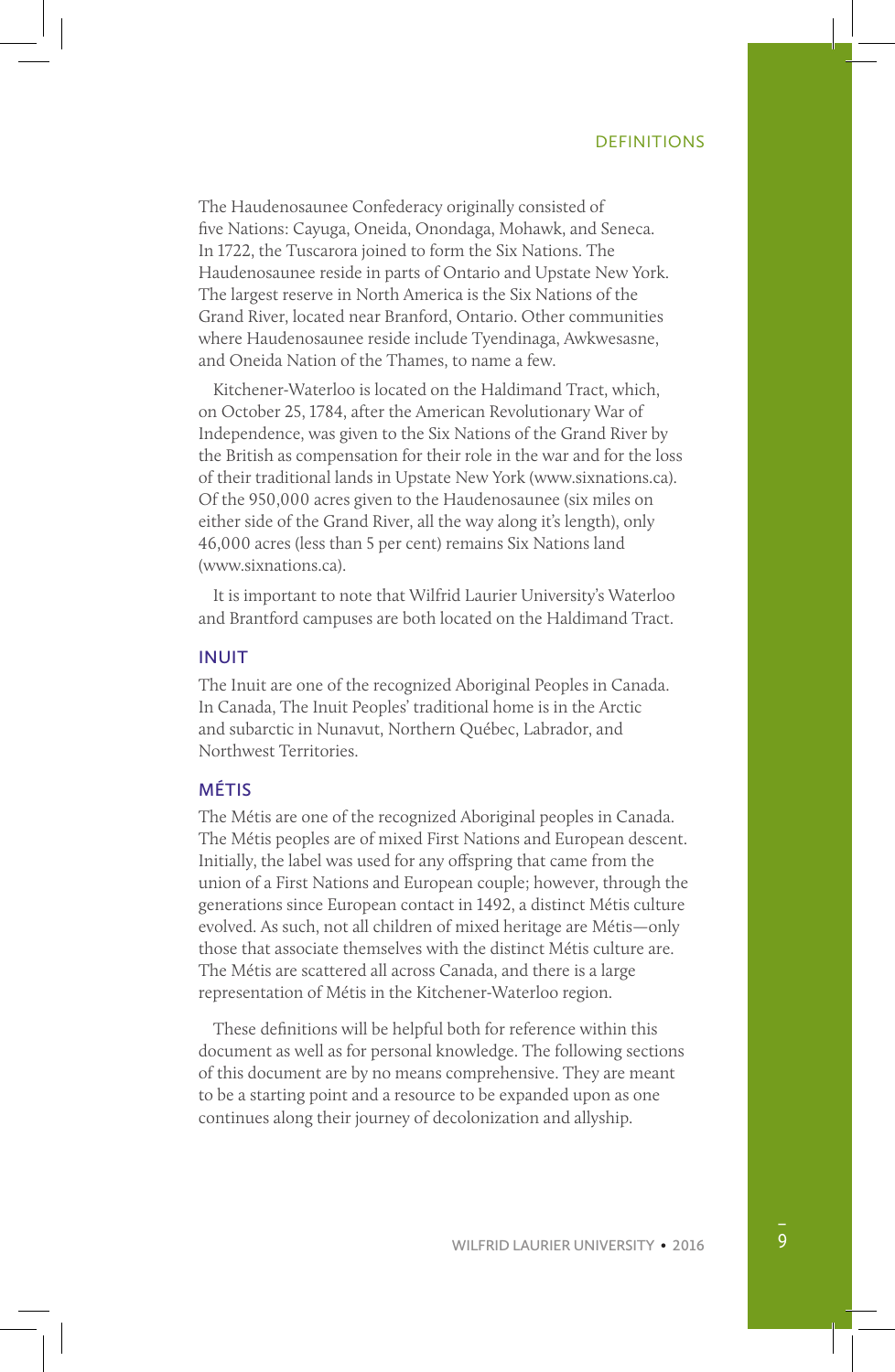The Haudenosaunee Confederacy originally consisted of five Nations: Cayuga, Oneida, Onondaga, Mohawk, and Seneca. In 1722, the Tuscarora joined to form the Six Nations. The Haudenosaunee reside in parts of Ontario and Upstate New York. The largest reserve in North America is the Six Nations of the Grand River, located near Branford, Ontario. Other communities where Haudenosaunee reside include Tyendinaga, Awkwesasne, and Oneida Nation of the Thames, to name a few.

Kitchener-Waterloo is located on the Haldimand Tract, which, on October 25, 1784, after the American Revolutionary War of Independence, was given to the Six Nations of the Grand River by the British as compensation for their role in the war and for the loss of their traditional lands in Upstate New York (www.sixnations.ca). Of the 950,000 acres given to the Haudenosaunee (six miles on either side of the Grand River, all the way along it's length), only 46,000 acres (less than 5 per cent) remains Six Nations land (www.sixnations.ca).

It is important to note that Wilfrid Laurier University's Waterloo and Brantford campuses are both located on the Haldimand Tract.

## INUIT

The Inuit are one of the recognized Aboriginal Peoples in Canada. In Canada, The Inuit Peoples' traditional home is in the Arctic and subarctic in Nunavut, Northern Québec, Labrador, and Northwest Territories.

## MÉTIS

The Métis are one of the recognized Aboriginal peoples in Canada. The Métis peoples are of mixed First Nations and European descent. Initially, the label was used for any offspring that came from the union of a First Nations and European couple; however, through the generations since European contact in 1492, a distinct Métis culture evolved. As such, not all children of mixed heritage are Métis—only those that associate themselves with the distinct Métis culture are. The Métis are scattered all across Canada, and there is a large representation of Métis in the Kitchener-Waterloo region.

These definitions will be helpful both for reference within this document as well as for personal knowledge. The following sections of this document are by no means comprehensive. They are meant to be a starting point and a resource to be expanded upon as one continues along their journey of decolonization and allyship.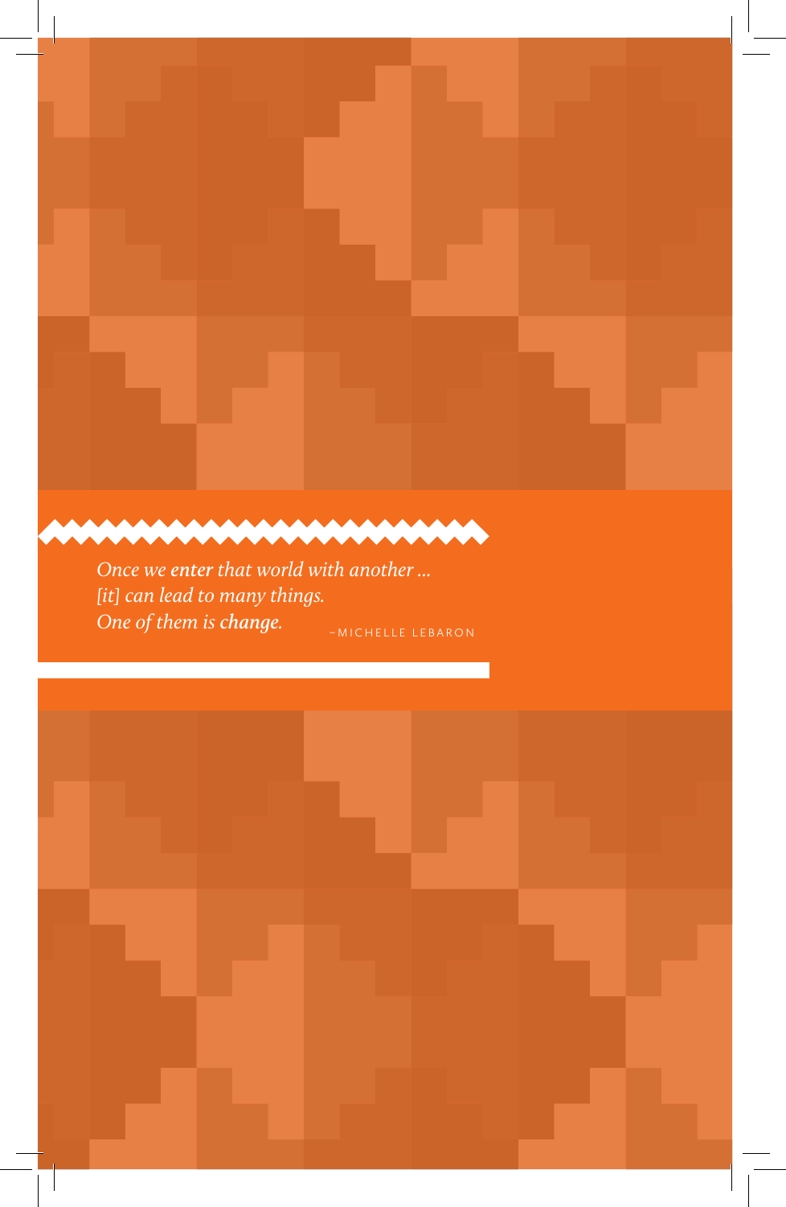*Once we **enter** that world with another ...*
*[it] can lead to many things.*
*One of them is **change**.*

–MICHELLE LEBARON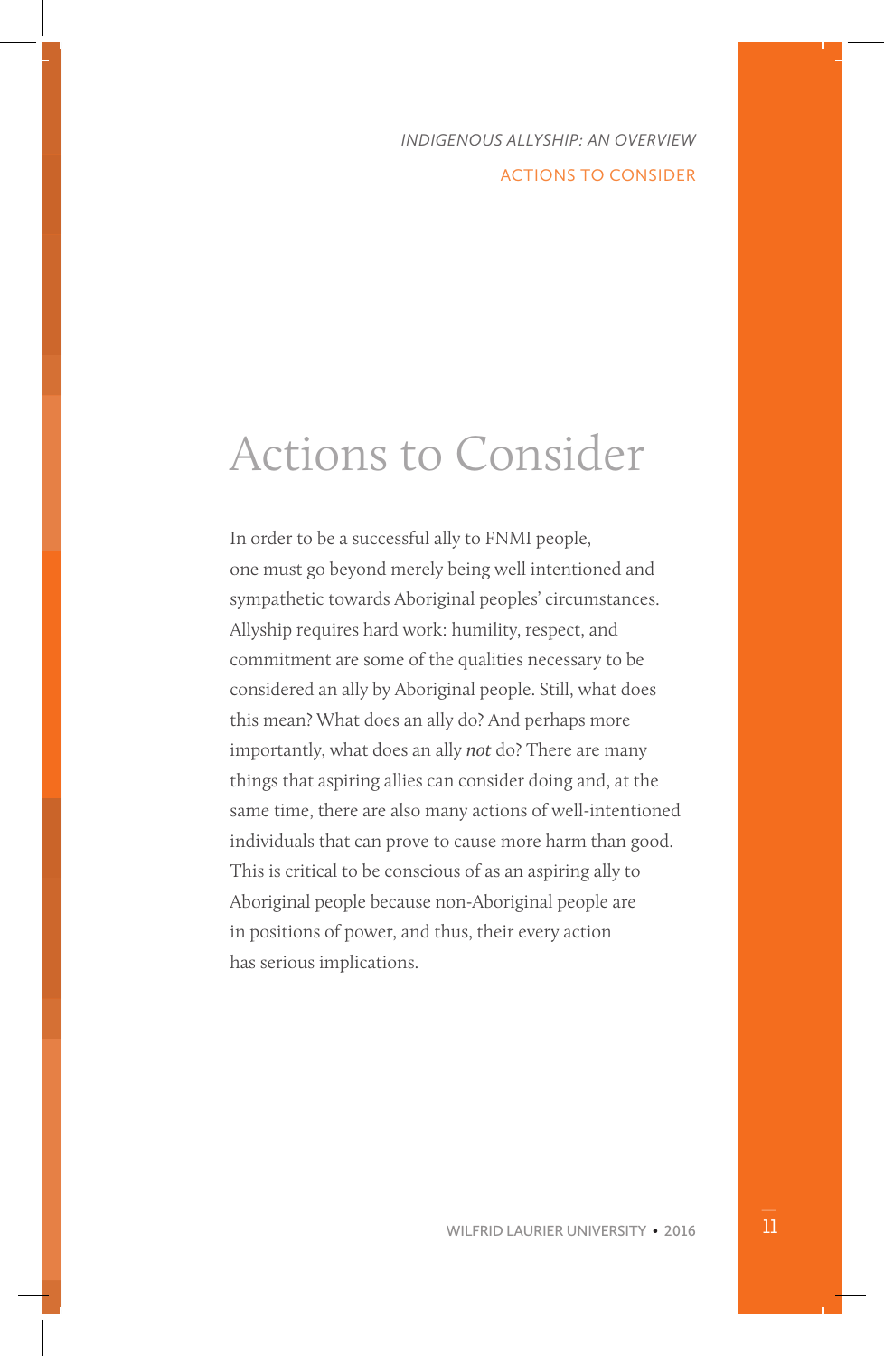# Actions to Consider

In order to be a successful ally to FNMI people, one must go beyond merely being well intentioned and sympathetic towards Aboriginal peoples' circumstances. Allyship requires hard work: humility, respect, and commitment are some of the qualities necessary to be considered an ally by Aboriginal people. Still, what does this mean? What does an ally do? And perhaps more importantly, what does an ally *not* do? There are many things that aspiring allies can consider doing and, at the same time, there are also many actions of well-intentioned individuals that can prove to cause more harm than good. This is critical to be conscious of as an aspiring ally to Aboriginal people because non-Aboriginal people are in positions of power, and thus, their every action has serious implications.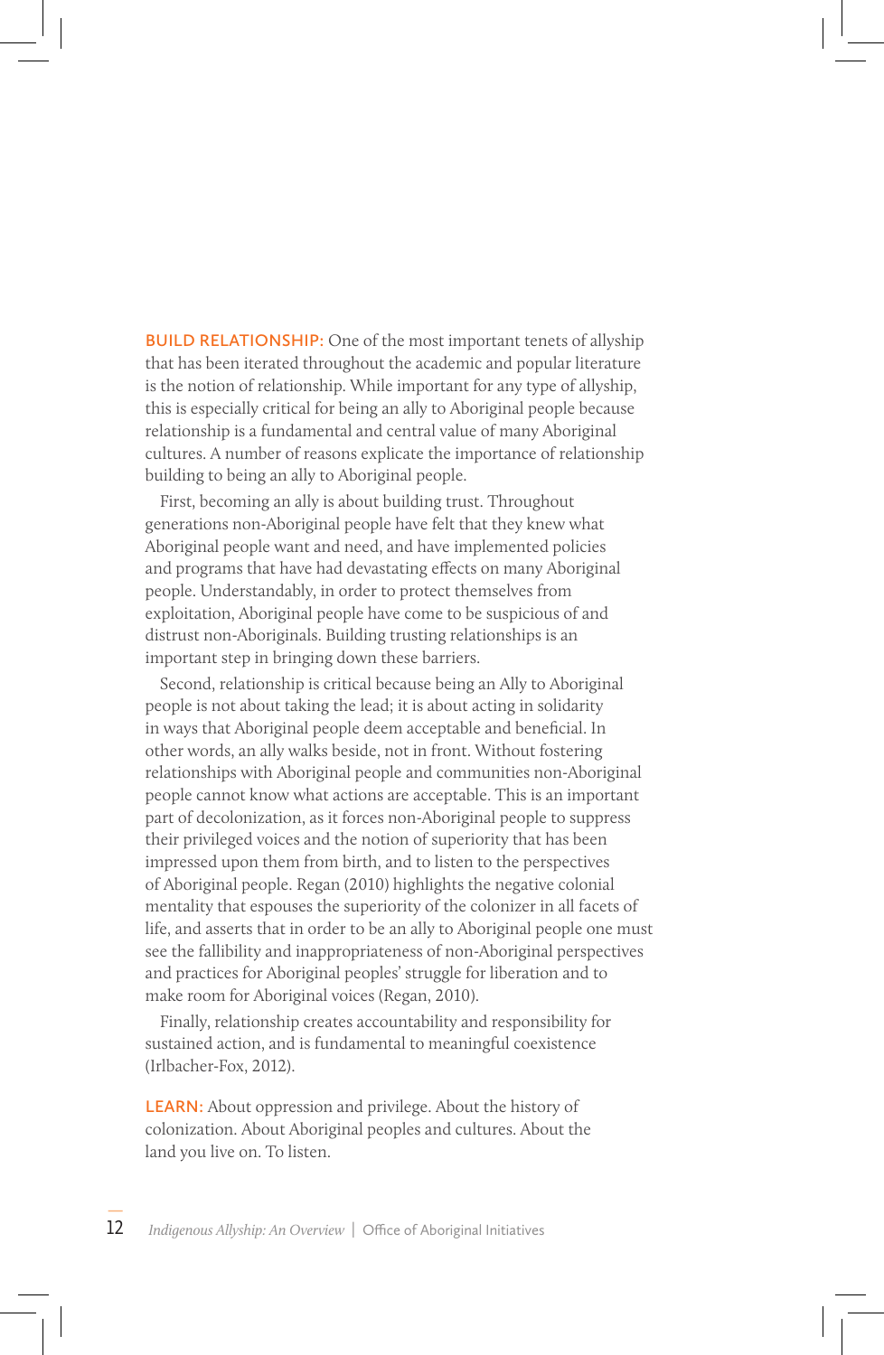**BUILD RELATIONSHIP:** One of the most important tenets of allyship that has been iterated throughout the academic and popular literature is the notion of relationship. While important for any type of allyship, this is especially critical for being an ally to Aboriginal people because relationship is a fundamental and central value of many Aboriginal cultures. A number of reasons explicate the importance of relationship building to being an ally to Aboriginal people.

First, becoming an ally is about building trust. Throughout generations non-Aboriginal people have felt that they knew what Aboriginal people want and need, and have implemented policies and programs that have had devastating effects on many Aboriginal people. Understandably, in order to protect themselves from exploitation, Aboriginal people have come to be suspicious of and distrust non-Aboriginals. Building trusting relationships is an important step in bringing down these barriers.

Second, relationship is critical because being an Ally to Aboriginal people is not about taking the lead; it is about acting in solidarity in ways that Aboriginal people deem acceptable and beneficial. In other words, an ally walks beside, not in front. Without fostering relationships with Aboriginal people and communities non-Aboriginal people cannot know what actions are acceptable. This is an important part of decolonization, as it forces non-Aboriginal people to suppress their privileged voices and the notion of superiority that has been impressed upon them from birth, and to listen to the perspectives of Aboriginal people. Regan (2010) highlights the negative colonial mentality that espouses the superiority of the colonizer in all facets of life, and asserts that in order to be an ally to Aboriginal people one must see the fallibility and inappropriateness of non-Aboriginal perspectives and practices for Aboriginal peoples' struggle for liberation and to make room for Aboriginal voices (Regan, 2010).

Finally, relationship creates accountability and responsibility for sustained action, and is fundamental to meaningful coexistence (Irlbacher-Fox, 2012).

**LEARN:** About oppression and privilege. About the history of colonization. About Aboriginal peoples and cultures. About the land you live on. To listen.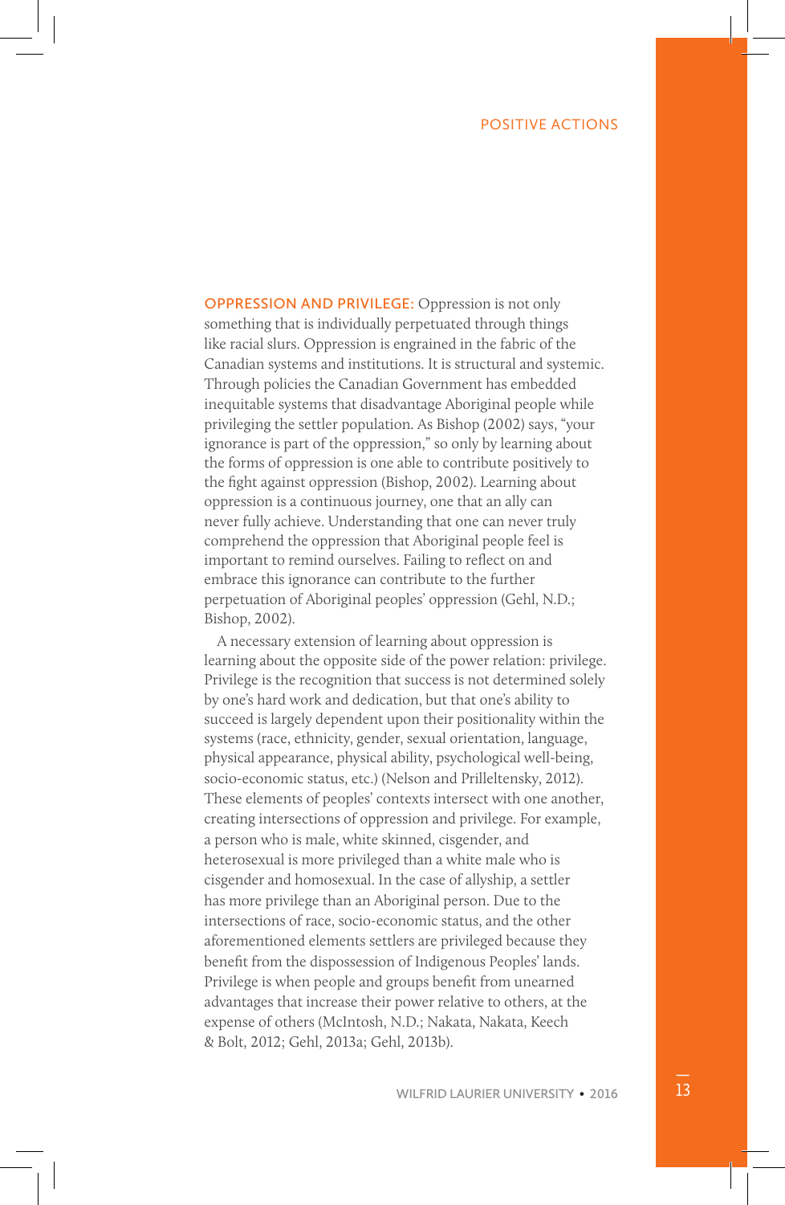**OPPRESSION AND PRIVILEGE:** Oppression is not only something that is individually perpetuated through things like racial slurs. Oppression is engrained in the fabric of the Canadian systems and institutions. It is structural and systemic. Through policies the Canadian Government has embedded inequitable systems that disadvantage Aboriginal people while privileging the settler population. As Bishop (2002) says, "your ignorance is part of the oppression," so only by learning about the forms of oppression is one able to contribute positively to the fight against oppression (Bishop, 2002). Learning about oppression is a continuous journey, one that an ally can never fully achieve. Understanding that one can never truly comprehend the oppression that Aboriginal people feel is important to remind ourselves. Failing to reflect on and embrace this ignorance can contribute to the further perpetuation of Aboriginal peoples' oppression (Gehl, N.D.; Bishop, 2002).

A necessary extension of learning about oppression is learning about the opposite side of the power relation: privilege. Privilege is the recognition that success is not determined solely by one's hard work and dedication, but that one's ability to succeed is largely dependent upon their positionality within the systems (race, ethnicity, gender, sexual orientation, language, physical appearance, physical ability, psychological well-being, socio-economic status, etc.) (Nelson and Prilleltensky, 2012). These elements of peoples' contexts intersect with one another, creating intersections of oppression and privilege. For example, a person who is male, white skinned, cisgender, and heterosexual is more privileged than a white male who is cisgender and homosexual. In the case of allyship, a settler has more privilege than an Aboriginal person. Due to the intersections of race, socio-economic status, and the other aforementioned elements settlers are privileged because they benefit from the dispossession of Indigenous Peoples' lands. Privilege is when people and groups benefit from unearned advantages that increase their power relative to others, at the expense of others (McIntosh, N.D.; Nakata, Nakata, Keech & Bolt, 2012; Gehl, 2013a; Gehl, 2013b).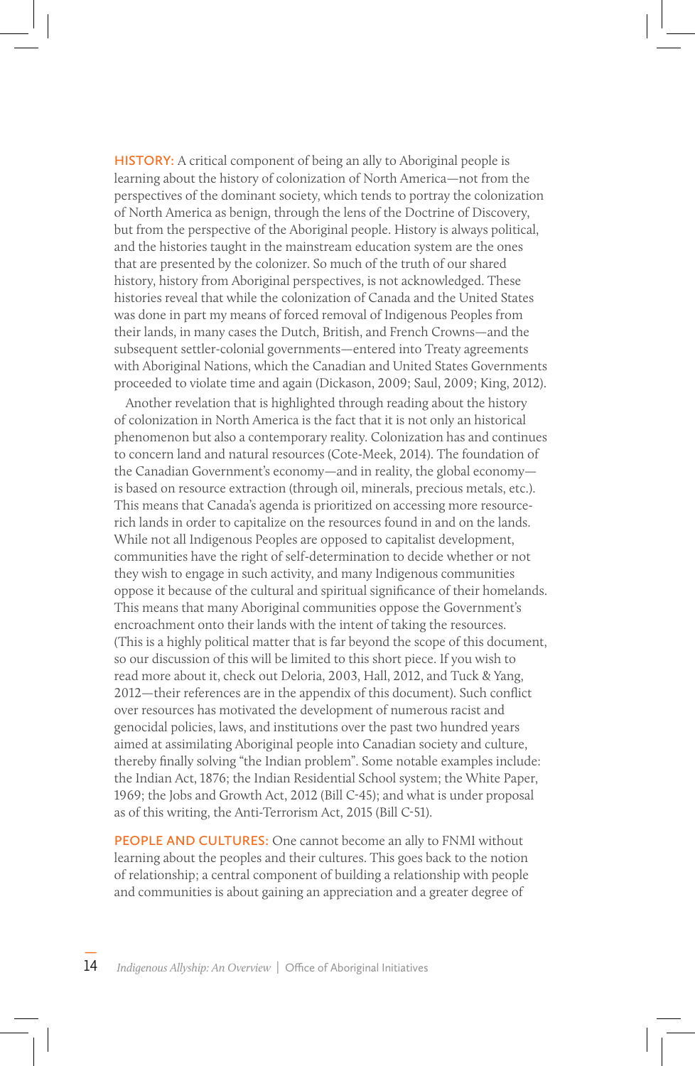**HISTORY:** A critical component of being an ally to Aboriginal people is learning about the history of colonization of North America—not from the perspectives of the dominant society, which tends to portray the colonization of North America as benign, through the lens of the Doctrine of Discovery, but from the perspective of the Aboriginal people. History is always political, and the histories taught in the mainstream education system are the ones that are presented by the colonizer. So much of the truth of our shared history, history from Aboriginal perspectives, is not acknowledged. These histories reveal that while the colonization of Canada and the United States was done in part my means of forced removal of Indigenous Peoples from their lands, in many cases the Dutch, British, and French Crowns—and the subsequent settler-colonial governments—entered into Treaty agreements with Aboriginal Nations, which the Canadian and United States Governments proceeded to violate time and again (Dickason, 2009; Saul, 2009; King, 2012).

Another revelation that is highlighted through reading about the history of colonization in North America is the fact that it is not only an historical phenomenon but also a contemporary reality. Colonization has and continues to concern land and natural resources (Cote-Meek, 2014). The foundation of the Canadian Government's economy—and in reality, the global economy—is based on resource extraction (through oil, minerals, precious metals, etc.). This means that Canada's agenda is prioritized on accessing more resource-rich lands in order to capitalize on the resources found in and on the lands. While not all Indigenous Peoples are opposed to capitalist development, communities have the right of self-determination to decide whether or not they wish to engage in such activity, and many Indigenous communities oppose it because of the cultural and spiritual significance of their homelands. This means that many Aboriginal communities oppose the Government's encroachment onto their lands with the intent of taking the resources. (This is a highly political matter that is far beyond the scope of this document, so our discussion of this will be limited to this short piece. If you wish to read more about it, check out Deloria, 2003, Hall, 2012, and Tuck & Yang, 2012—their references are in the appendix of this document). Such conflict over resources has motivated the development of numerous racist and genocidal policies, laws, and institutions over the past two hundred years aimed at assimilating Aboriginal people into Canadian society and culture, thereby finally solving "the Indian problem". Some notable examples include: the Indian Act, 1876; the Indian Residential School system; the White Paper, 1969; the Jobs and Growth Act, 2012 (Bill C-45); and what is under proposal as of this writing, the Anti-Terrorism Act, 2015 (Bill C-51).

**PEOPLE AND CULTURES:** One cannot become an ally to FNMI without learning about the peoples and their cultures. This goes back to the notion of relationship; a central component of building a relationship with people and communities is about gaining an appreciation and a greater degree of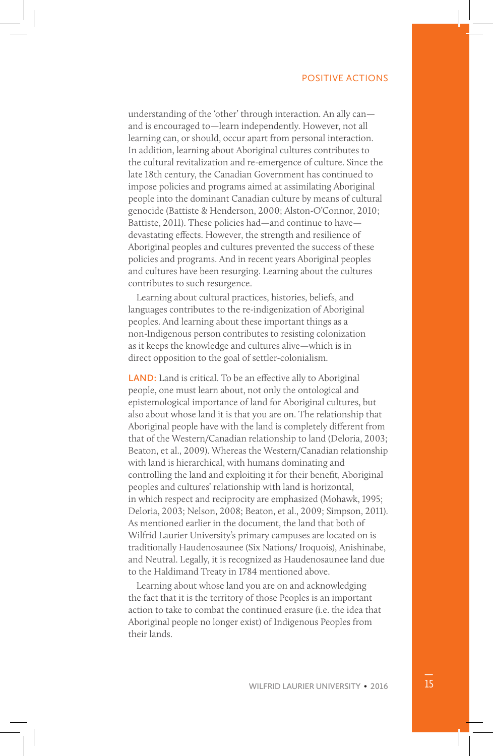understanding of the 'other' through interaction. An ally can—and is encouraged to—learn independently. However, not all learning can, or should, occur apart from personal interaction. In addition, learning about Aboriginal cultures contributes to the cultural revitalization and re-emergence of culture. Since the late 18th century, the Canadian Government has continued to impose policies and programs aimed at assimilating Aboriginal people into the dominant Canadian culture by means of cultural genocide (Battiste & Henderson, 2000; Alston-O'Connor, 2010; Battiste, 2011). These policies had—and continue to have—devastating effects. However, the strength and resilience of Aboriginal peoples and cultures prevented the success of these policies and programs. And in recent years Aboriginal peoples and cultures have been resurging. Learning about the cultures contributes to such resurgence.

Learning about cultural practices, histories, beliefs, and languages contributes to the re-indigenization of Aboriginal peoples. And learning about these important things as a non-Indigenous person contributes to resisting colonization as it keeps the knowledge and cultures alive—which is in direct opposition to the goal of settler-colonialism.

**LAND:** Land is critical. To be an effective ally to Aboriginal people, one must learn about, not only the ontological and epistemological importance of land for Aboriginal cultures, but also about whose land it is that you are on. The relationship that Aboriginal people have with the land is completely different from that of the Western/Canadian relationship to land (Deloria, 2003; Beaton, et al., 2009). Whereas the Western/Canadian relationship with land is hierarchical, with humans dominating and controlling the land and exploiting it for their benefit, Aboriginal peoples and cultures' relationship with land is horizontal, in which respect and reciprocity are emphasized (Mohawk, 1995; Deloria, 2003; Nelson, 2008; Beaton, et al., 2009; Simpson, 2011). As mentioned earlier in the document, the land that both of Wilfrid Laurier University's primary campuses are located on is traditionally Haudenosaunee (Six Nations/ Iroquois), Anishinabe, and Neutral. Legally, it is recognized as Haudenosaunee land due to the Haldimand Treaty in 1784 mentioned above.

Learning about whose land you are on and acknowledging the fact that it is the territory of those Peoples is an important action to take to combat the continued erasure (i.e. the idea that Aboriginal people no longer exist) of Indigenous Peoples from their lands.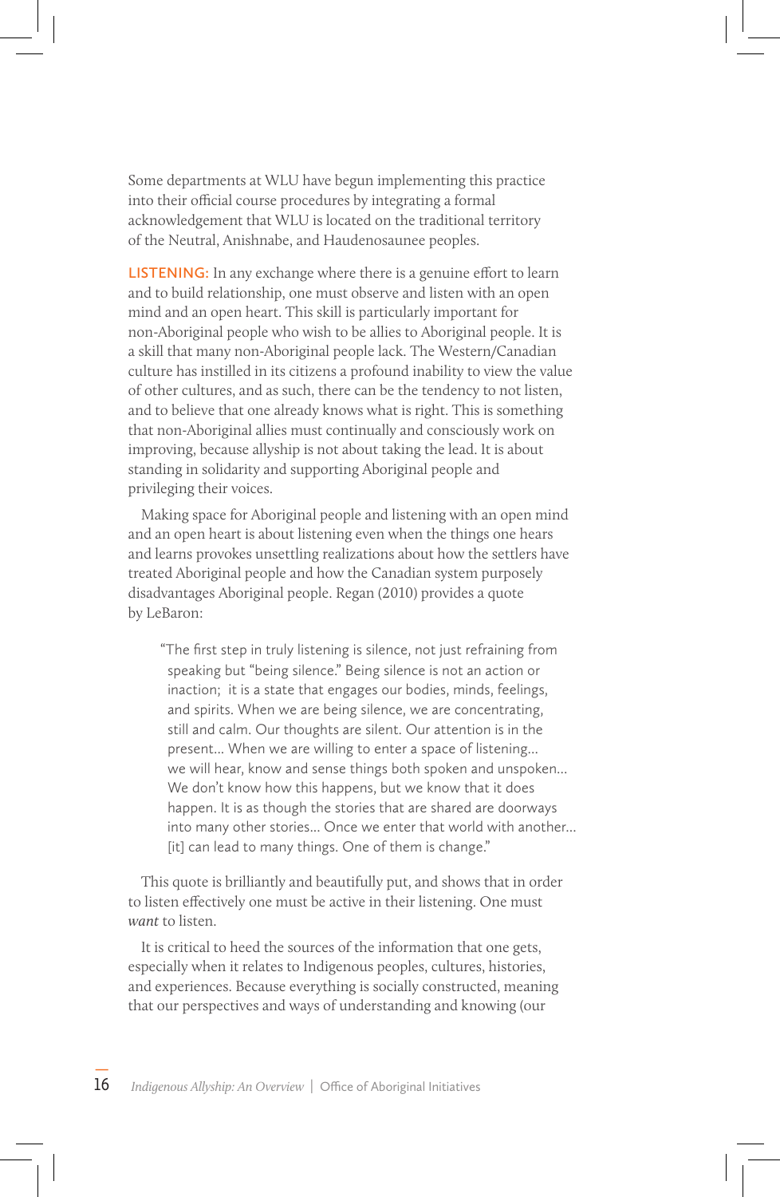Some departments at WLU have begun implementing this practice into their official course procedures by integrating a formal acknowledgement that WLU is located on the traditional territory of the Neutral, Anishnabe, and Haudenosaunee peoples.

**LISTENING:** In any exchange where there is a genuine effort to learn and to build relationship, one must observe and listen with an open mind and an open heart. This skill is particularly important for non-Aboriginal people who wish to be allies to Aboriginal people. It is a skill that many non-Aboriginal people lack. The Western/Canadian culture has instilled in its citizens a profound inability to view the value of other cultures, and as such, there can be the tendency to not listen, and to believe that one already knows what is right. This is something that non-Aboriginal allies must continually and consciously work on improving, because allyship is not about taking the lead. It is about standing in solidarity and supporting Aboriginal people and privileging their voices.

Making space for Aboriginal people and listening with an open mind and an open heart is about listening even when the things one hears and learns provokes unsettling realizations about how the settlers have treated Aboriginal people and how the Canadian system purposely disadvantages Aboriginal people. Regan (2010) provides a quote by LeBaron:

> "The first step in truly listening is silence, not just refraining from speaking but "being silence." Being silence is not an action or inaction; it is a state that engages our bodies, minds, feelings, and spirits. When we are being silence, we are concentrating, still and calm. Our thoughts are silent. Our attention is in the present... When we are willing to enter a space of listening... we will hear, know and sense things both spoken and unspoken... We don't know how this happens, but we know that it does happen. It is as though the stories that are shared are doorways into many other stories... Once we enter that world with another... [it] can lead to many things. One of them is change."

This quote is brilliantly and beautifully put, and shows that in order to listen effectively one must be active in their listening. One must *want* to listen.

It is critical to heed the sources of the information that one gets, especially when it relates to Indigenous peoples, cultures, histories, and experiences. Because everything is socially constructed, meaning that our perspectives and ways of understanding and knowing (our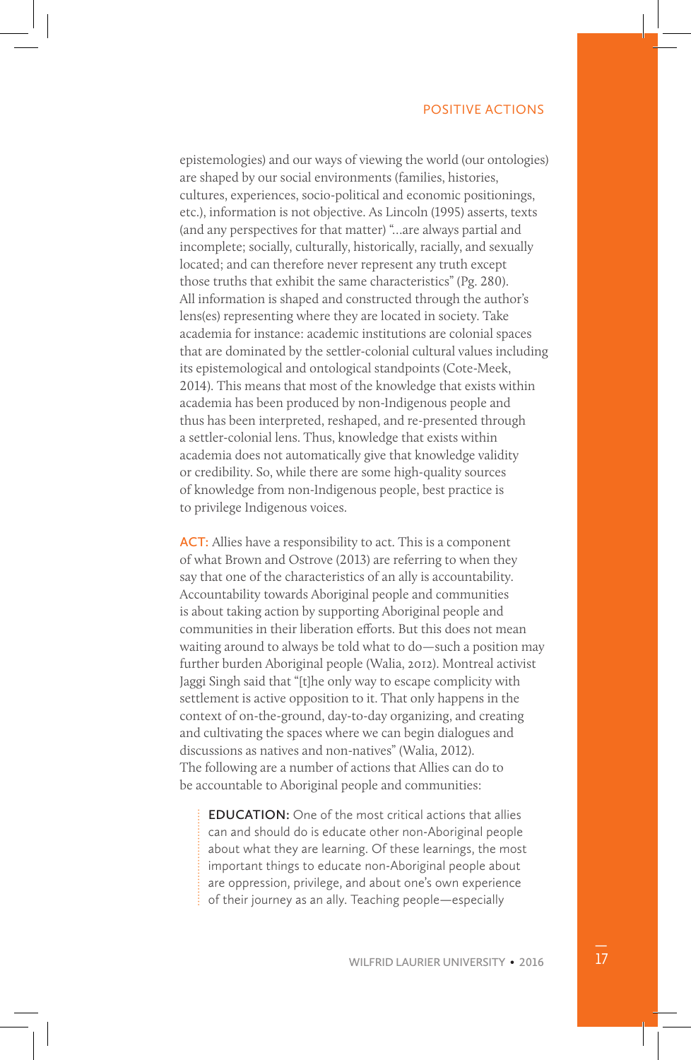epistemologies) and our ways of viewing the world (our ontologies) are shaped by our social environments (families, histories, cultures, experiences, socio-political and economic positionings, etc.), information is not objective. As Lincoln (1995) asserts, texts (and any perspectives for that matter) "...are always partial and incomplete; socially, culturally, historically, racially, and sexually located; and can therefore never represent any truth except those truths that exhibit the same characteristics" (Pg. 280). All information is shaped and constructed through the author's lens(es) representing where they are located in society. Take academia for instance: academic institutions are colonial spaces that are dominated by the settler-colonial cultural values including its epistemological and ontological standpoints (Cote-Meek, 2014). This means that most of the knowledge that exists within academia has been produced by non-Indigenous people and thus has been interpreted, reshaped, and re-presented through a settler-colonial lens. Thus, knowledge that exists within academia does not automatically give that knowledge validity or credibility. So, while there are some high-quality sources of knowledge from non-Indigenous people, best practice is to privilege Indigenous voices.

**ACT:** Allies have a responsibility to act. This is a component of what Brown and Ostrove (2013) are referring to when they say that one of the characteristics of an ally is accountability. Accountability towards Aboriginal people and communities is about taking action by supporting Aboriginal people and communities in their liberation efforts. But this does not mean waiting around to always be told what to do—such a position may further burden Aboriginal people (Walia, 2012). Montreal activist Jaggi Singh said that "[t]he only way to escape complicity with settlement is active opposition to it. That only happens in the context of on-the-ground, day-to-day organizing, and creating and cultivating the spaces where we can begin dialogues and discussions as natives and non-natives" (Walia, 2012). The following are a number of actions that Allies can do to be accountable to Aboriginal people and communities:

> **EDUCATION:** One of the most critical actions that allies can and should do is educate other non-Aboriginal people about what they are learning. Of these learnings, the most important things to educate non-Aboriginal people about are oppression, privilege, and about one's own experience of their journey as an ally. Teaching people—especially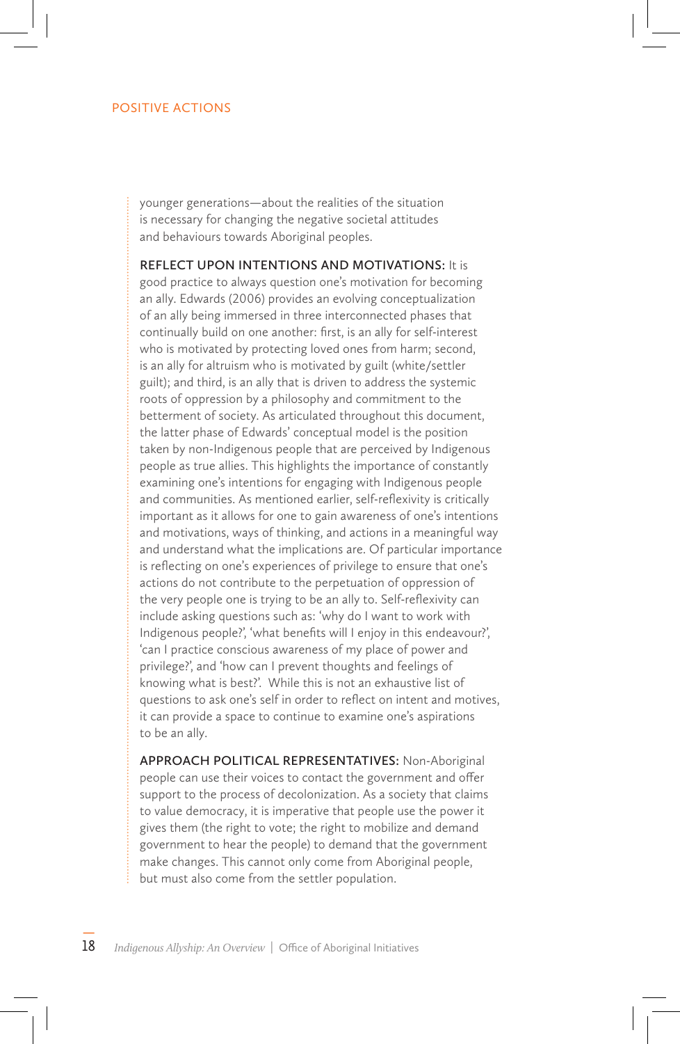younger generations—about the realities of the situation is necessary for changing the negative societal attitudes and behaviours towards Aboriginal peoples.

**REFLECT UPON INTENTIONS AND MOTIVATIONS:** It is good practice to always question one's motivation for becoming an ally. Edwards (2006) provides an evolving conceptualization of an ally being immersed in three interconnected phases that continually build on one another: first, is an ally for self-interest who is motivated by protecting loved ones from harm; second, is an ally for altruism who is motivated by guilt (white/settler guilt); and third, is an ally that is driven to address the systemic roots of oppression by a philosophy and commitment to the betterment of society. As articulated throughout this document, the latter phase of Edwards' conceptual model is the position taken by non-Indigenous people that are perceived by Indigenous people as true allies. This highlights the importance of constantly examining one's intentions for engaging with Indigenous people and communities. As mentioned earlier, self-reflexivity is critically important as it allows for one to gain awareness of one's intentions and motivations, ways of thinking, and actions in a meaningful way and understand what the implications are. Of particular importance is reflecting on one's experiences of privilege to ensure that one's actions do not contribute to the perpetuation of oppression of the very people one is trying to be an ally to. Self-reflexivity can include asking questions such as: 'why do I want to work with Indigenous people?', 'what benefits will I enjoy in this endeavour?', 'can I practice conscious awareness of my place of power and privilege?', and 'how can I prevent thoughts and feelings of knowing what is best?'. While this is not an exhaustive list of questions to ask one's self in order to reflect on intent and motives, it can provide a space to continue to examine one's aspirations to be an ally.

**APPROACH POLITICAL REPRESENTATIVES:** Non-Aboriginal people can use their voices to contact the government and offer support to the process of decolonization. As a society that claims to value democracy, it is imperative that people use the power it gives them (the right to vote; the right to mobilize and demand government to hear the people) to demand that the government make changes. This cannot only come from Aboriginal people, but must also come from the settler population.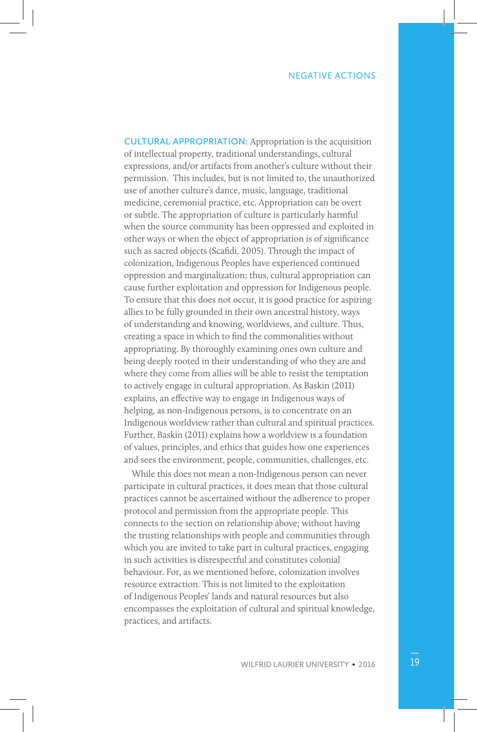CULTURAL APPROPRIATION: Appropriation is the acquisition of intellectual property, traditional understandings, cultural expressions, and/or artifacts from another's culture without their permission. This includes, but is not limited to, the unauthorized use of another culture's dance, music, language, traditional medicine, ceremonial practice, etc. Appropriation can be overt or subtle. The appropriation of culture is particularly harmful when the source community has been oppressed and exploited in other ways or when the object of appropriation is of significance such as sacred objects (Scafidi, 2005). Through the impact of colonization, Indigenous Peoples have experienced continued oppression and marginalization; thus, cultural appropriation can cause further exploitation and oppression for Indigenous people. To ensure that this does not occur, it is good practice for aspiring allies to be fully grounded in their own ancestral history, ways of understanding and knowing, worldviews, and culture. Thus, creating a space in which to find the commonalities without appropriating. By thoroughly examining ones own culture and being deeply rooted in their understanding of who they are and where they come from allies will be able to resist the temptation to actively engage in cultural appropriation. As Baskin (2011) explains, an effective way to engage in Indigenous ways of helping, as non-Indigenous persons, is to concentrate on an Indigenous worldview rather than cultural and spiritual practices. Further, Baskin (2011) explains how a worldview is a foundation of values, principles, and ethics that guides how one experiences and sees the environment, people, communities, challenges, etc.

While this does not mean a non-Indigenous person can never participate in cultural practices, it does mean that those cultural practices cannot be ascertained without the adherence to proper protocol and permission from the appropriate people. This connects to the section on relationship above; without having the trusting relationships with people and communities through which you are invited to take part in cultural practices, engaging in such activities is disrespectful and constitutes colonial behaviour. For, as we mentioned before, colonization involves resource extraction. This is not limited to the exploitation of Indigenous Peoples' lands and natural resources but also encompasses the exploitation of cultural and spiritual knowledge, practices, and artifacts.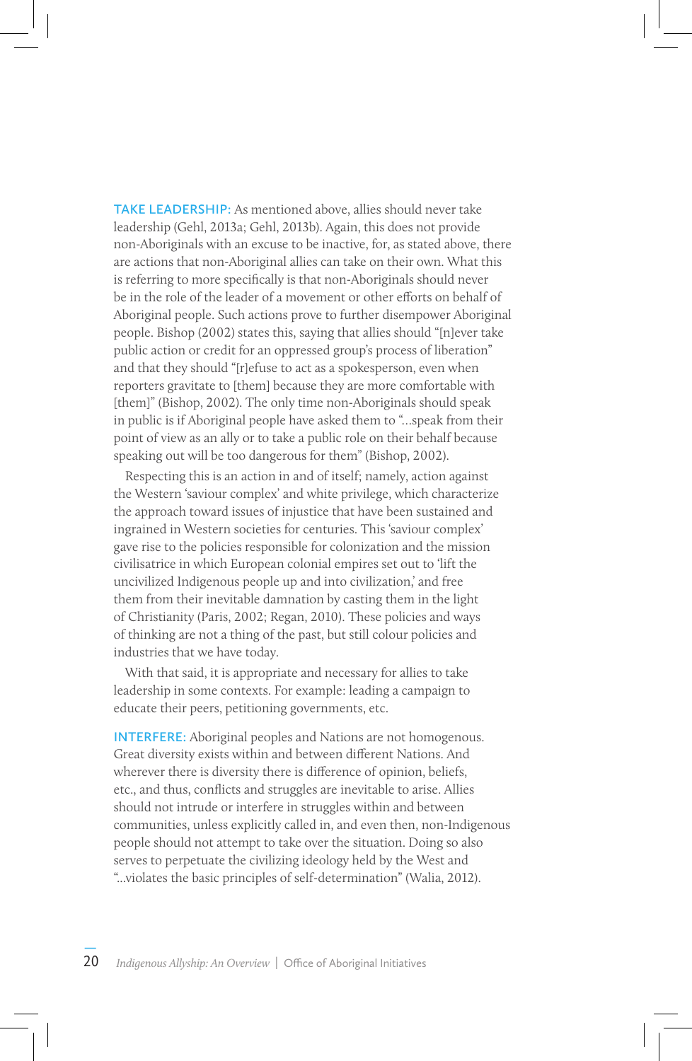**TAKE LEADERSHIP:** As mentioned above, allies should never take leadership (Gehl, 2013a; Gehl, 2013b). Again, this does not provide non-Aboriginals with an excuse to be inactive, for, as stated above, there are actions that non-Aboriginal allies can take on their own. What this is referring to more specifically is that non-Aboriginals should never be in the role of the leader of a movement or other efforts on behalf of Aboriginal people. Such actions prove to further disempower Aboriginal people. Bishop (2002) states this, saying that allies should "[n]ever take public action or credit for an oppressed group's process of liberation" and that they should "[r]efuse to act as a spokesperson, even when reporters gravitate to [them] because they are more comfortable with [them]" (Bishop, 2002). The only time non-Aboriginals should speak in public is if Aboriginal people have asked them to "...speak from their point of view as an ally or to take a public role on their behalf because speaking out will be too dangerous for them" (Bishop, 2002).

Respecting this is an action in and of itself; namely, action against the Western 'saviour complex' and white privilege, which characterize the approach toward issues of injustice that have been sustained and ingrained in Western societies for centuries. This 'saviour complex' gave rise to the policies responsible for colonization and the mission civilisatrice in which European colonial empires set out to 'lift the uncivilized Indigenous people up and into civilization,' and free them from their inevitable damnation by casting them in the light of Christianity (Paris, 2002; Regan, 2010). These policies and ways of thinking are not a thing of the past, but still colour policies and industries that we have today.

With that said, it is appropriate and necessary for allies to take leadership in some contexts. For example: leading a campaign to educate their peers, petitioning governments, etc.

**INTERFERE:** Aboriginal peoples and Nations are not homogenous. Great diversity exists within and between different Nations. And wherever there is diversity there is difference of opinion, beliefs, etc., and thus, conflicts and struggles are inevitable to arise. Allies should not intrude or interfere in struggles within and between communities, unless explicitly called in, and even then, non-Indigenous people should not attempt to take over the situation. Doing so also serves to perpetuate the civilizing ideology held by the West and "...violates the basic principles of self-determination" (Walia, 2012).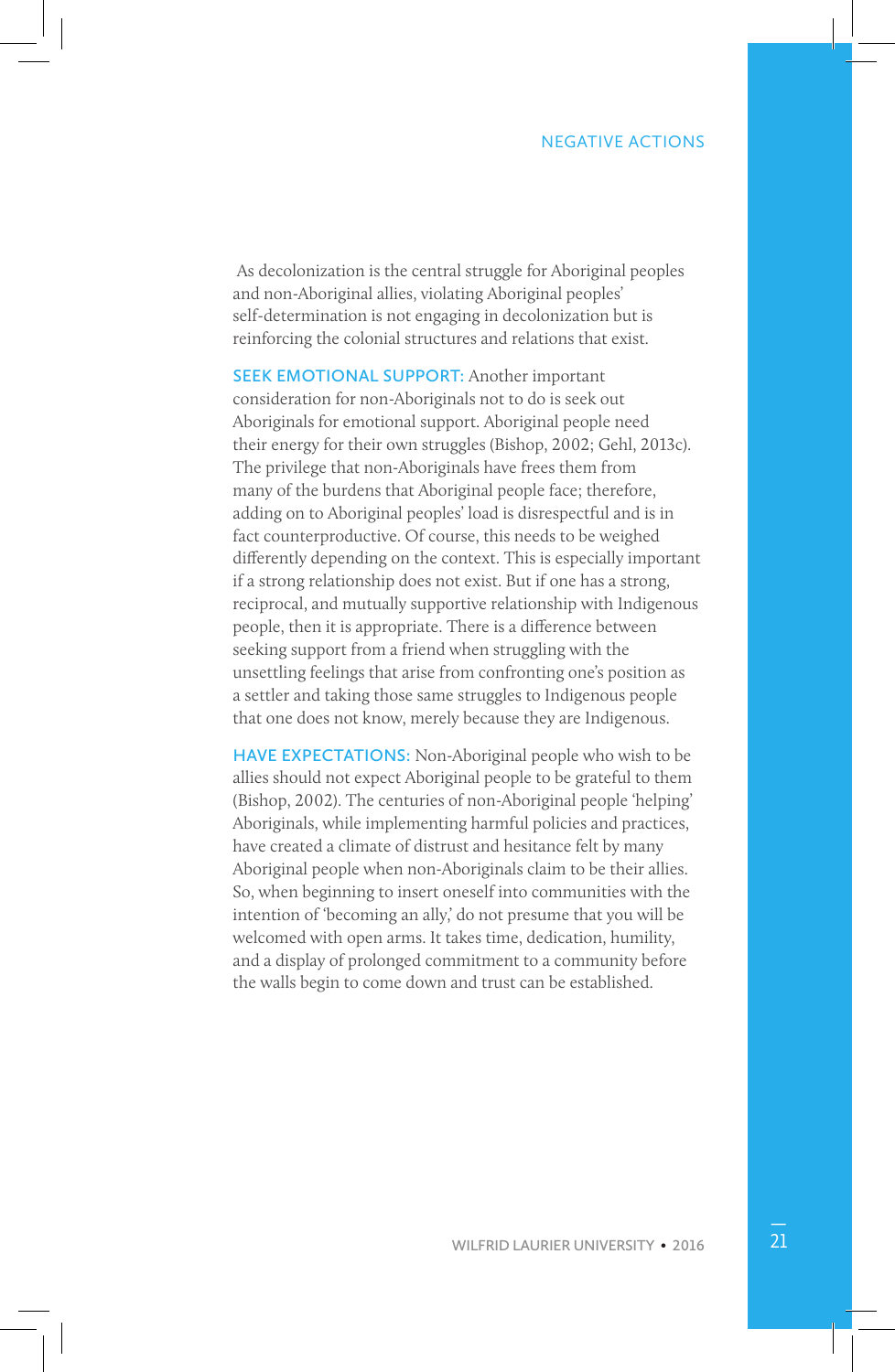As decolonization is the central struggle for Aboriginal peoples and non-Aboriginal allies, violating Aboriginal peoples' self-determination is not engaging in decolonization but is reinforcing the colonial structures and relations that exist.

**SEEK EMOTIONAL SUPPORT:** Another important consideration for non-Aboriginals not to do is seek out Aboriginals for emotional support. Aboriginal people need their energy for their own struggles (Bishop, 2002; Gehl, 2013c). The privilege that non-Aboriginals have frees them from many of the burdens that Aboriginal people face; therefore, adding on to Aboriginal peoples' load is disrespectful and is in fact counterproductive. Of course, this needs to be weighed differently depending on the context. This is especially important if a strong relationship does not exist. But if one has a strong, reciprocal, and mutually supportive relationship with Indigenous people, then it is appropriate. There is a difference between seeking support from a friend when struggling with the unsettling feelings that arise from confronting one's position as a settler and taking those same struggles to Indigenous people that one does not know, merely because they are Indigenous.

**HAVE EXPECTATIONS:** Non-Aboriginal people who wish to be allies should not expect Aboriginal people to be grateful to them (Bishop, 2002). The centuries of non-Aboriginal people 'helping' Aboriginals, while implementing harmful policies and practices, have created a climate of distrust and hesitance felt by many Aboriginal people when non-Aboriginals claim to be their allies. So, when beginning to insert oneself into communities with the intention of 'becoming an ally,' do not presume that you will be welcomed with open arms. It takes time, dedication, humility, and a display of prolonged commitment to a community before the walls begin to come down and trust can be established.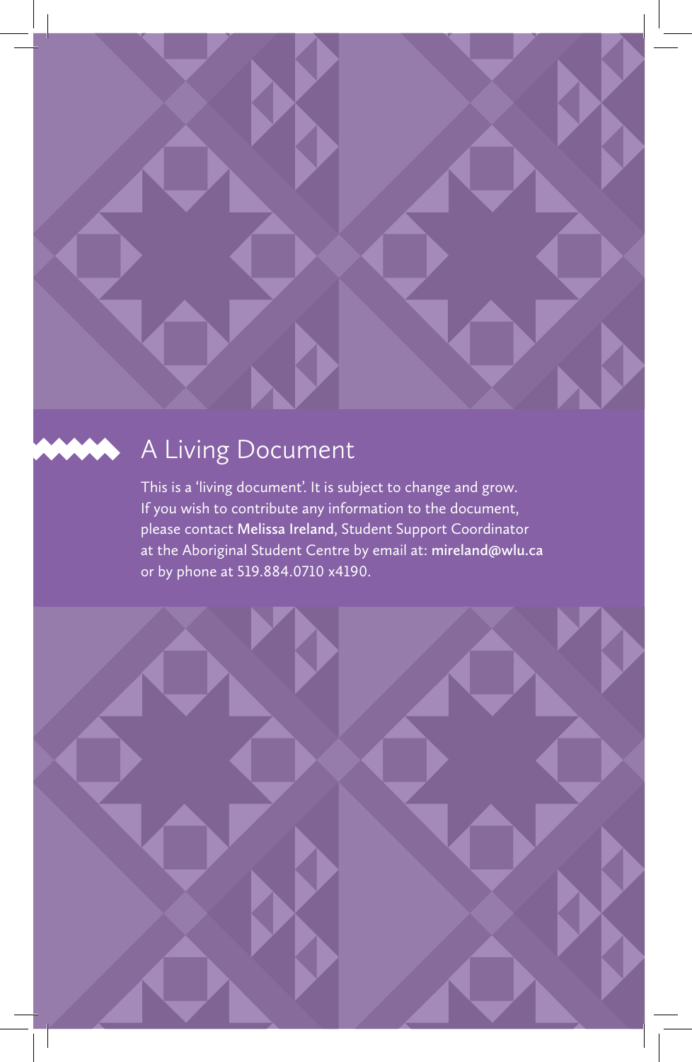## A Living Document

This is a 'living document'. It is subject to change and grow. If you wish to contribute any information to the document, please contact **Melissa Ireland**, Student Support Coordinator at the Aboriginal Student Centre by email at: **mireland@wlu.ca** or by phone at 519.884.0710 x4190.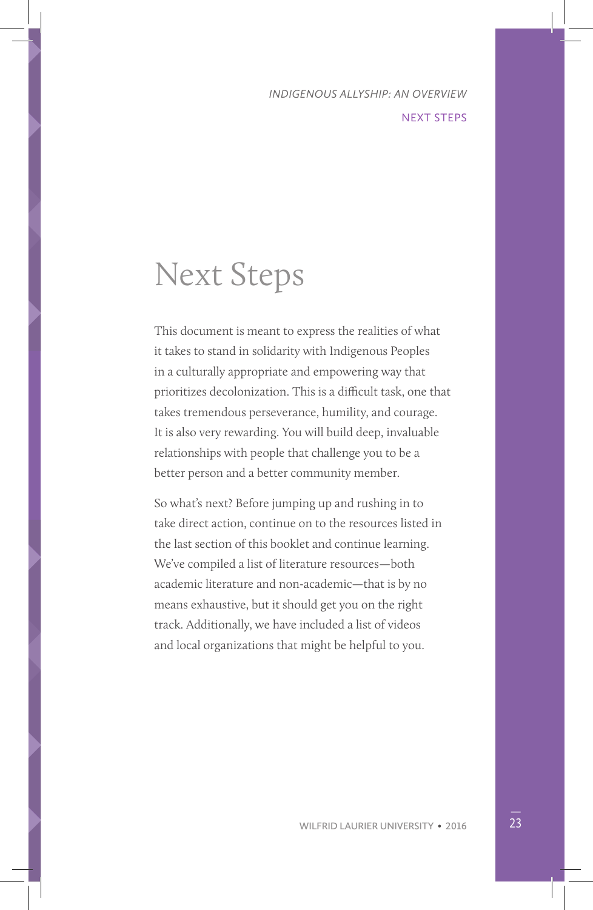# Next Steps

This document is meant to express the realities of what it takes to stand in solidarity with Indigenous Peoples in a culturally appropriate and empowering way that prioritizes decolonization. This is a difficult task, one that takes tremendous perseverance, humility, and courage. It is also very rewarding. You will build deep, invaluable relationships with people that challenge you to be a better person and a better community member.

So what's next? Before jumping up and rushing in to take direct action, continue on to the resources listed in the last section of this booklet and continue learning. We've compiled a list of literature resources—both academic literature and non-academic—that is by no means exhaustive, but it should get you on the right track. Additionally, we have included a list of videos and local organizations that might be helpful to you.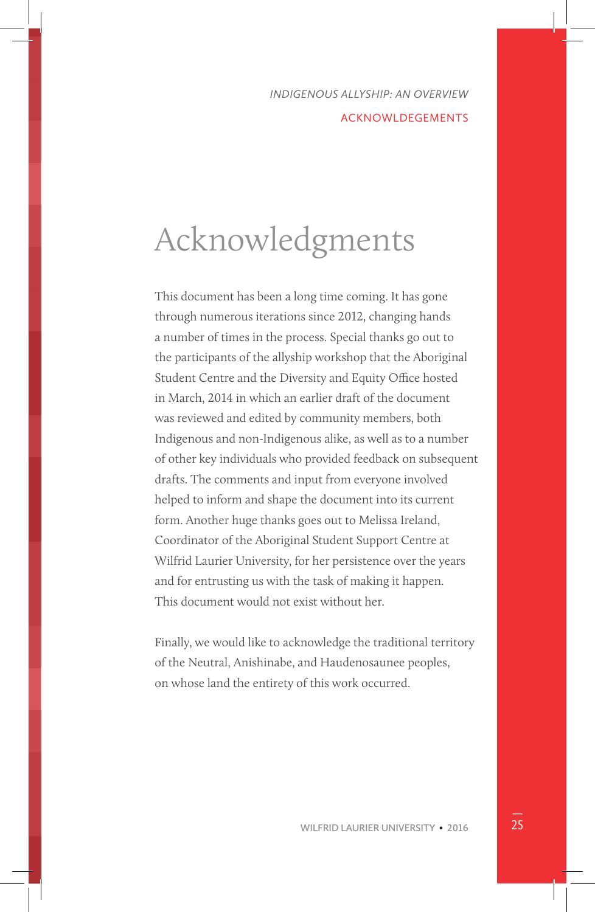# Acknowledgments

This document has been a long time coming. It has gone through numerous iterations since 2012, changing hands a number of times in the process. Special thanks go out to the participants of the allyship workshop that the Aboriginal Student Centre and the Diversity and Equity Office hosted in March, 2014 in which an earlier draft of the document was reviewed and edited by community members, both Indigenous and non-Indigenous alike, as well as to a number of other key individuals who provided feedback on subsequent drafts. The comments and input from everyone involved helped to inform and shape the document into its current form. Another huge thanks goes out to Melissa Ireland, Coordinator of the Aboriginal Student Support Centre at Wilfrid Laurier University, for her persistence over the years and for entrusting us with the task of making it happen. This document would not exist without her.

Finally, we would like to acknowledge the traditional territory of the Neutral, Anishinabe, and Haudenosaunee peoples, on whose land the entirety of this work occurred.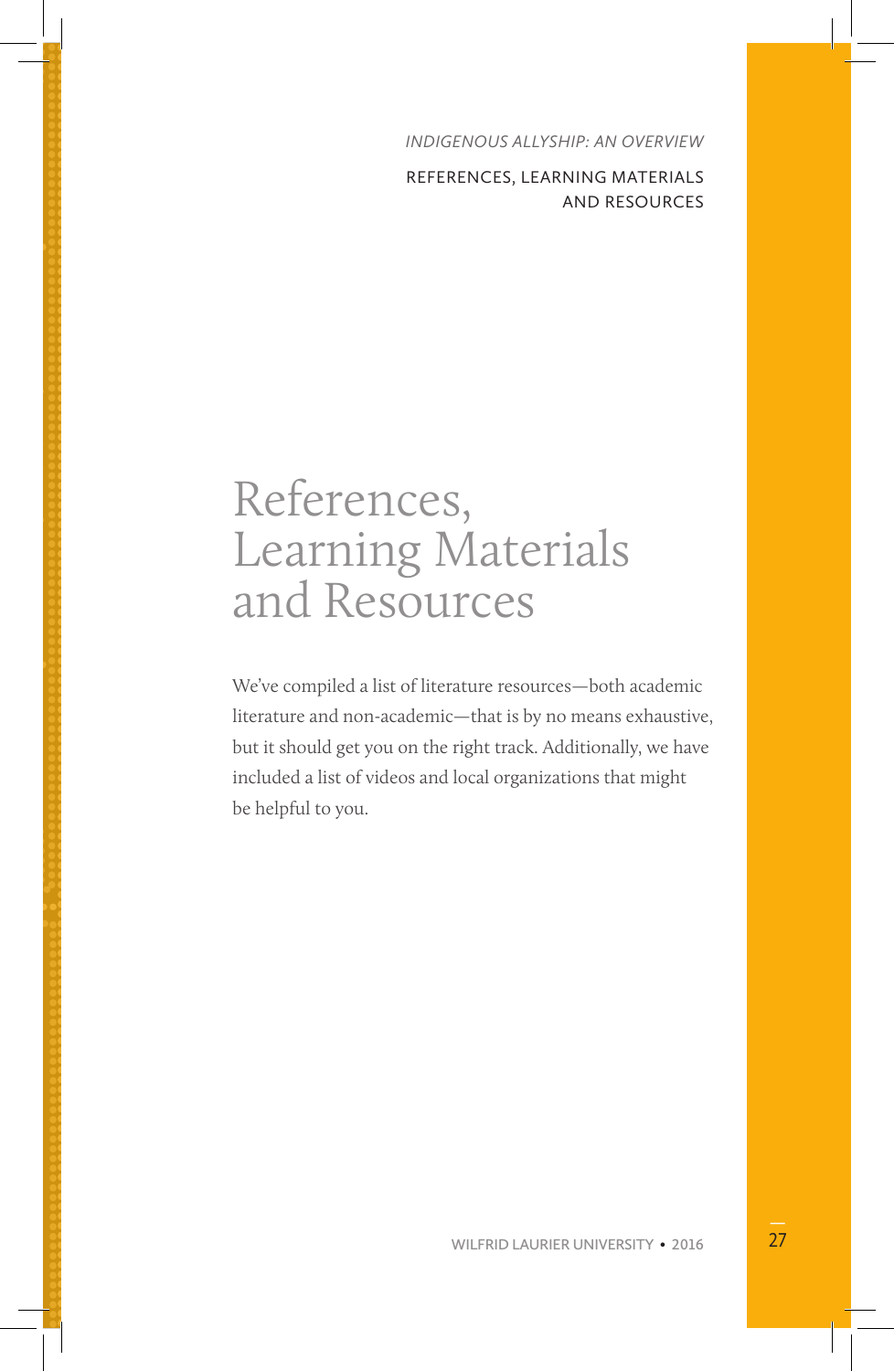# References, Learning Materials and Resources

We've compiled a list of literature resources—both academic literature and non-academic—that is by no means exhaustive, but it should get you on the right track. Additionally, we have included a list of videos and local organizations that might be helpful to you.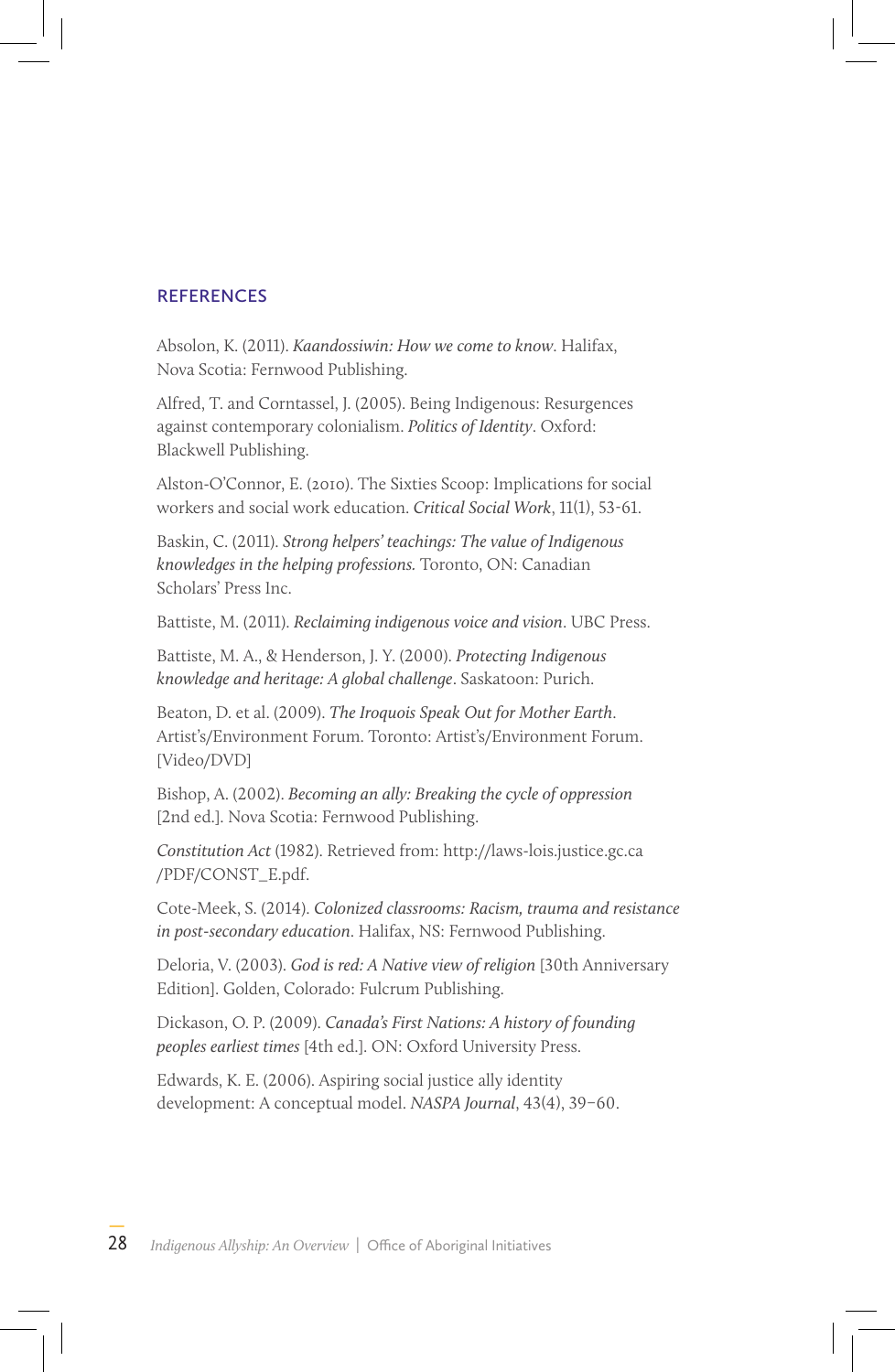## REFERENCES

Absolon, K. (2011). *Kaandossiwin: How we come to know*. Halifax, Nova Scotia: Fernwood Publishing.

Alfred, T. and Corntassel, J. (2005). Being Indigenous: Resurgences against contemporary colonialism. *Politics of Identity*. Oxford: Blackwell Publishing.

Alston-O'Connor, E. (2010). The Sixties Scoop: Implications for social workers and social work education. *Critical Social Work*, 11(1), 53-61.

Baskin, C. (2011). *Strong helpers' teachings: The value of Indigenous knowledges in the helping professions.* Toronto, ON: Canadian Scholars' Press Inc.

Battiste, M. (2011). *Reclaiming indigenous voice and vision*. UBC Press.

Battiste, M. A., & Henderson, J. Y. (2000). *Protecting Indigenous knowledge and heritage: A global challenge*. Saskatoon: Purich.

Beaton, D. et al. (2009). *The Iroquois Speak Out for Mother Earth*. Artist's/Environment Forum. Toronto: Artist's/Environment Forum. [Video/DVD]

Bishop, A. (2002). *Becoming an ally: Breaking the cycle of oppression* [2nd ed.]. Nova Scotia: Fernwood Publishing.

*Constitution Act* (1982). Retrieved from: http://laws-lois.justice.gc.ca/PDF/CONST_E.pdf.

Cote-Meek, S. (2014). *Colonized classrooms: Racism, trauma and resistance in post-secondary education*. Halifax, NS: Fernwood Publishing.

Deloria, V. (2003). *God is red: A Native view of religion* [30th Anniversary Edition]. Golden, Colorado: Fulcrum Publishing.

Dickason, O. P. (2009). *Canada's First Nations: A history of founding peoples earliest times* [4th ed.]. ON: Oxford University Press.

Edwards, K. E. (2006). Aspiring social justice ally identity development: A conceptual model. *NASPA Journal*, 43(4), 39–60.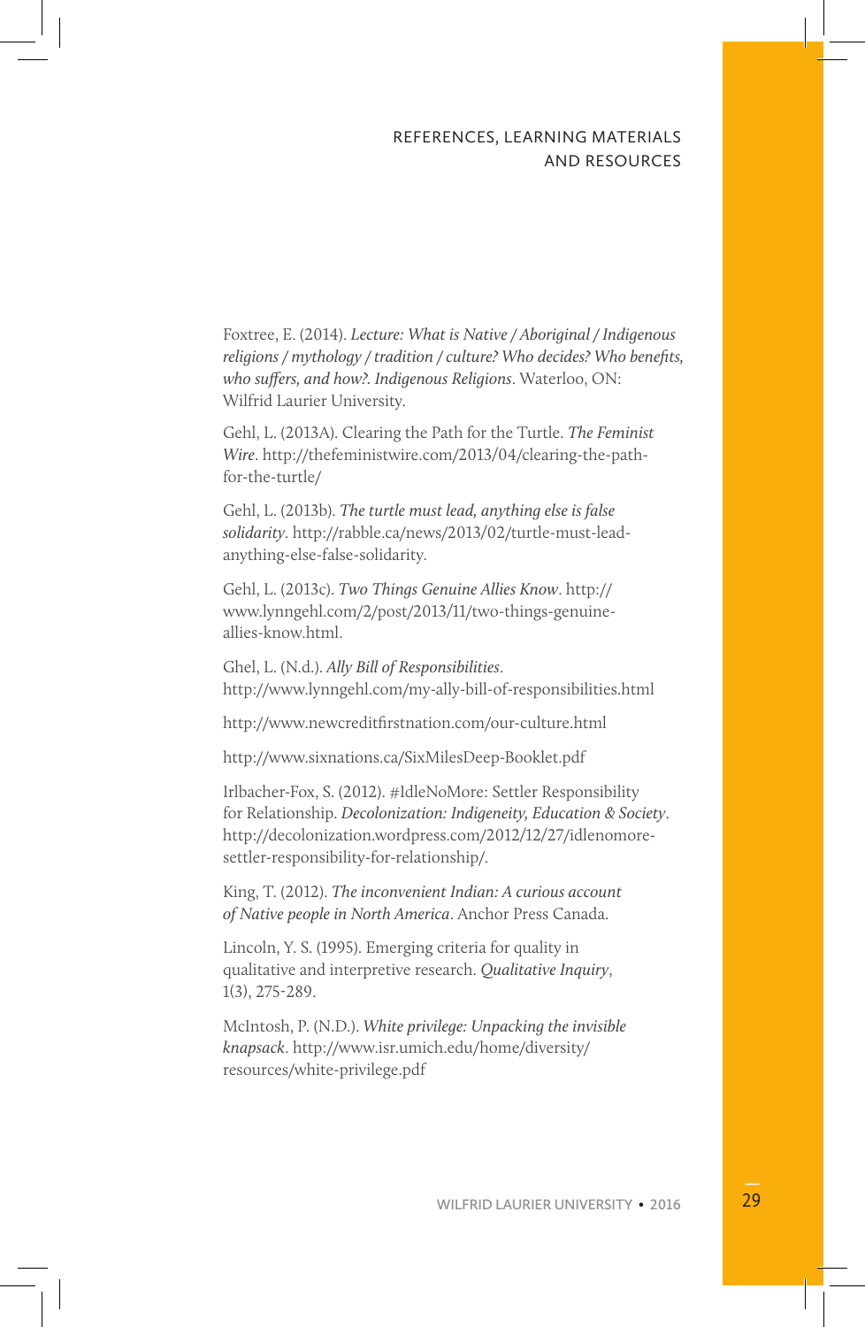Foxtree, E. (2014). *Lecture: What is Native / Aboriginal / Indigenous religions / mythology / tradition / culture? Who decides? Who benefits, who suffers, and how?. Indigenous Religions*. Waterloo, ON: Wilfrid Laurier University.

Gehl, L. (2013A). Clearing the Path for the Turtle. *The Feminist Wire*. http://thefeministwire.com/2013/04/clearing-the-path-for-the-turtle/

Gehl, L. (2013b). *The turtle must lead, anything else is false solidarity*. http://rabble.ca/news/2013/02/turtle-must-lead-anything-else-false-solidarity.

Gehl, L. (2013c). *Two Things Genuine Allies Know*. http://www.lynngehl.com/2/post/2013/11/two-things-genuine-allies-know.html.

Ghel, L. (N.d.). *Ally Bill of Responsibilities*. http://www.lynngehl.com/my-ally-bill-of-responsibilities.html

http://www.newcreditfirstnation.com/our-culture.html

http://www.sixnations.ca/SixMilesDeep-Booklet.pdf

Irlbacher-Fox, S. (2012). #IdleNoMore: Settler Responsibility for Relationship. *Decolonization: Indigeneity, Education & Society*. http://decolonization.wordpress.com/2012/12/27/idlenomore-settler-responsibility-for-relationship/.

King, T. (2012). *The inconvenient Indian: A curious account of Native people in North America*. Anchor Press Canada.

Lincoln, Y. S. (1995). Emerging criteria for quality in qualitative and interpretive research. *Qualitative Inquiry*, 1(3), 275-289.

McIntosh, P. (N.D.). *White privilege: Unpacking the invisible knapsack*. http://www.isr.umich.edu/home/diversity/resources/white-privilege.pdf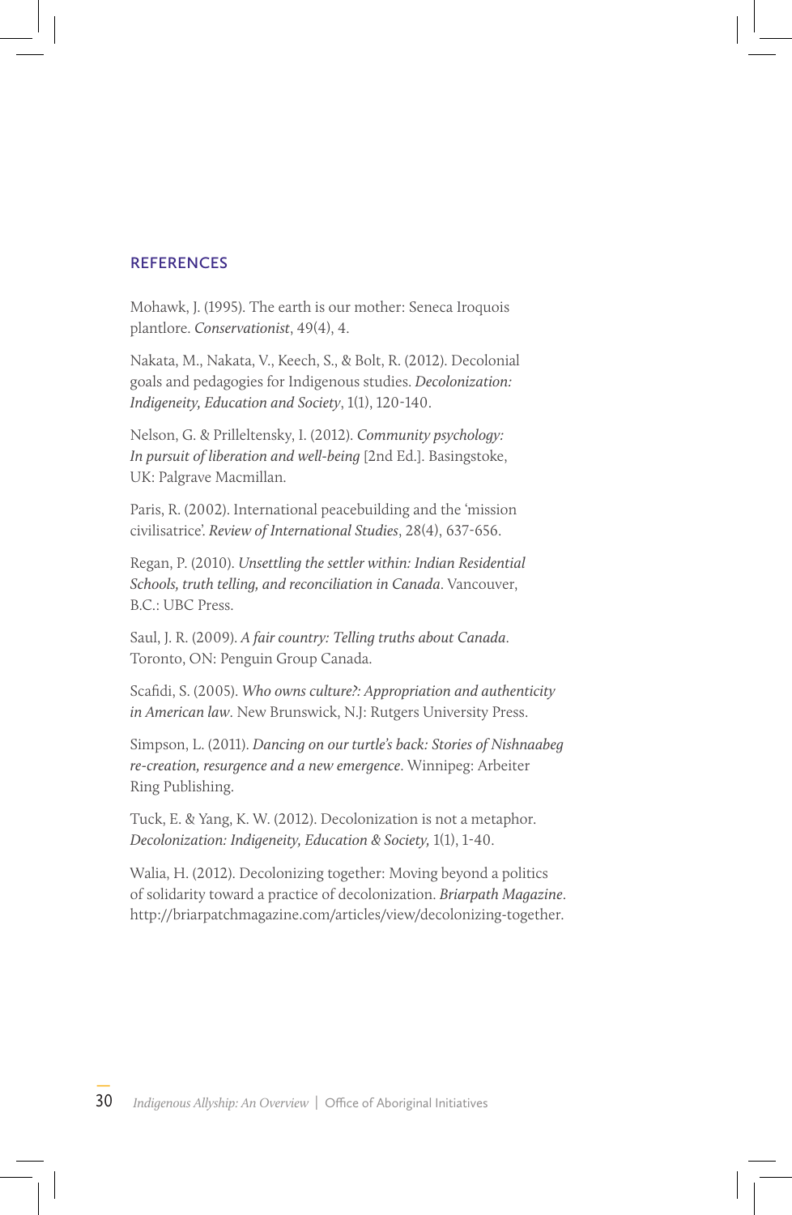## REFERENCES

Mohawk, J. (1995). The earth is our mother: Seneca Iroquois plantlore. *Conservationist*, 49(4), 4.

Nakata, M., Nakata, V., Keech, S., & Bolt, R. (2012). Decolonial goals and pedagogies for Indigenous studies. *Decolonization: Indigeneity, Education and Society*, 1(1), 120-140.

Nelson, G. & Prilleltensky, I. (2012). *Community psychology: In pursuit of liberation and well-being* [2nd Ed.]. Basingstoke, UK: Palgrave Macmillan.

Paris, R. (2002). International peacebuilding and the 'mission civilisatrice'. *Review of International Studies*, 28(4), 637-656.

Regan, P. (2010). *Unsettling the settler within: Indian Residential Schools, truth telling, and reconciliation in Canada*. Vancouver, B.C.: UBC Press.

Saul, J. R. (2009). *A fair country: Telling truths about Canada*. Toronto, ON: Penguin Group Canada.

Scafidi, S. (2005). *Who owns culture?: Appropriation and authenticity in American law*. New Brunswick, N.J: Rutgers University Press.

Simpson, L. (2011). *Dancing on our turtle's back: Stories of Nishnaabeg re-creation, resurgence and a new emergence*. Winnipeg: Arbeiter Ring Publishing.

Tuck, E. & Yang, K. W. (2012). Decolonization is not a metaphor. *Decolonization: Indigeneity, Education & Society,* 1(1), 1-40.

Walia, H. (2012). Decolonizing together: Moving beyond a politics of solidarity toward a practice of decolonization. *Briarpath Magazine*. http://briarpatchmagazine.com/articles/view/decolonizing-together.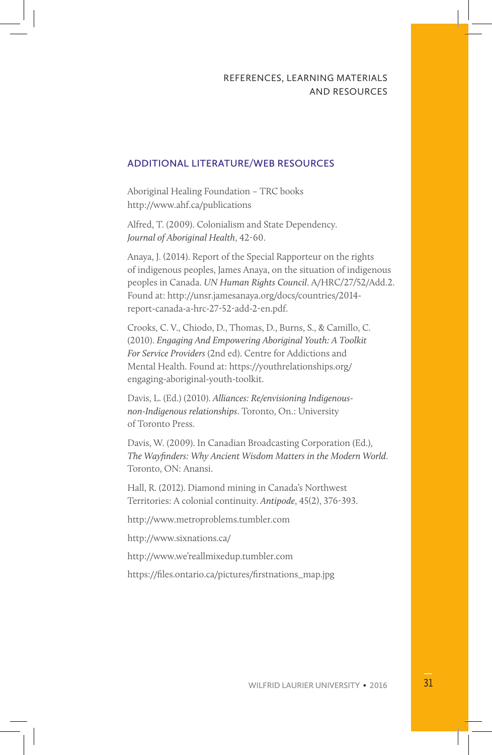## ADDITIONAL LITERATURE/WEB RESOURCES

Aboriginal Healing Foundation – TRC books
http://www.ahf.ca/publications

Alfred, T. (2009). Colonialism and State Dependency. *Journal of Aboriginal Health*, 42-60.

Anaya, J. (2014). Report of the Special Rapporteur on the rights of indigenous peoples, James Anaya, on the situation of indigenous peoples in Canada. *UN Human Rights Council*. A/HRC/27/52/Add.2. Found at: http://unsr.jamesanaya.org/docs/countries/2014-report-canada-a-hrc-27-52-add-2-en.pdf.

Crooks, C. V., Chiodo, D., Thomas, D., Burns, S., & Camillo, C. (2010). *Engaging And Empowering Aboriginal Youth: A Toolkit For Service Providers* (2nd ed). Centre for Addictions and Mental Health. Found at: https://youthrelationships.org/engaging-aboriginal-youth-toolkit.

Davis, L. (Ed.) (2010). *Alliances: Re/envisioning Indigenous-non-Indigenous relationships*. Toronto, On.: University of Toronto Press.

Davis, W. (2009). In Canadian Broadcasting Corporation (Ed.), *The Wayfinders: Why Ancient Wisdom Matters in the Modern World*. Toronto, ON: Anansi.

Hall, R. (2012). Diamond mining in Canada's Northwest Territories: A colonial continuity. *Antipode*, 45(2), 376-393.

http://www.metroproblems.tumbler.com

http://www.sixnations.ca/

http://www.we'reallmixedup.tumbler.com

https://files.ontario.ca/pictures/firstnations_map.jpg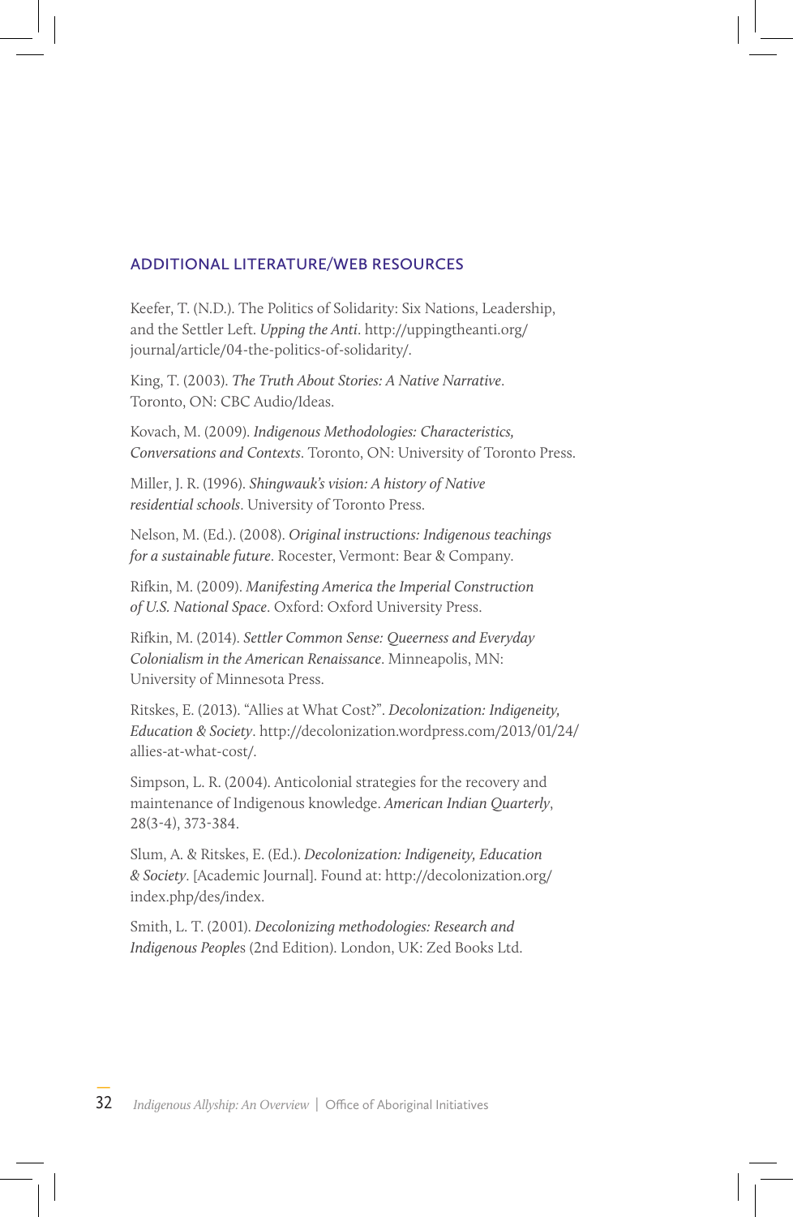## ADDITIONAL LITERATURE/WEB RESOURCES

Keefer, T. (N.D.). The Politics of Solidarity: Six Nations, Leadership, and the Settler Left. *Upping the Anti*. http://uppingtheanti.org/journal/article/04-the-politics-of-solidarity/.

King, T. (2003). *The Truth About Stories: A Native Narrative*. Toronto, ON: CBC Audio/Ideas.

Kovach, M. (2009). *Indigenous Methodologies: Characteristics, Conversations and Contexts*. Toronto, ON: University of Toronto Press.

Miller, J. R. (1996). *Shingwauk's vision: A history of Native residential schools*. University of Toronto Press.

Nelson, M. (Ed.). (2008). *Original instructions: Indigenous teachings for a sustainable future*. Rocester, Vermont: Bear & Company.

Rifkin, M. (2009). *Manifesting America the Imperial Construction of U.S. National Space*. Oxford: Oxford University Press.

Rifkin, M. (2014). *Settler Common Sense: Queerness and Everyday Colonialism in the American Renaissance*. Minneapolis, MN: University of Minnesota Press.

Ritskes, E. (2013). "Allies at What Cost?". *Decolonization: Indigeneity, Education & Society*. http://decolonization.wordpress.com/2013/01/24/allies-at-what-cost/.

Simpson, L. R. (2004). Anticolonial strategies for the recovery and maintenance of Indigenous knowledge. *American Indian Quarterly*, 28(3-4), 373-384.

Slum, A. & Ritskes, E. (Ed.). *Decolonization: Indigeneity, Education & Society*. [Academic Journal]. Found at: http://decolonization.org/index.php/des/index.

Smith, L. T. (2001). *Decolonizing methodologies: Research and Indigenous People*s (2nd Edition). London, UK: Zed Books Ltd.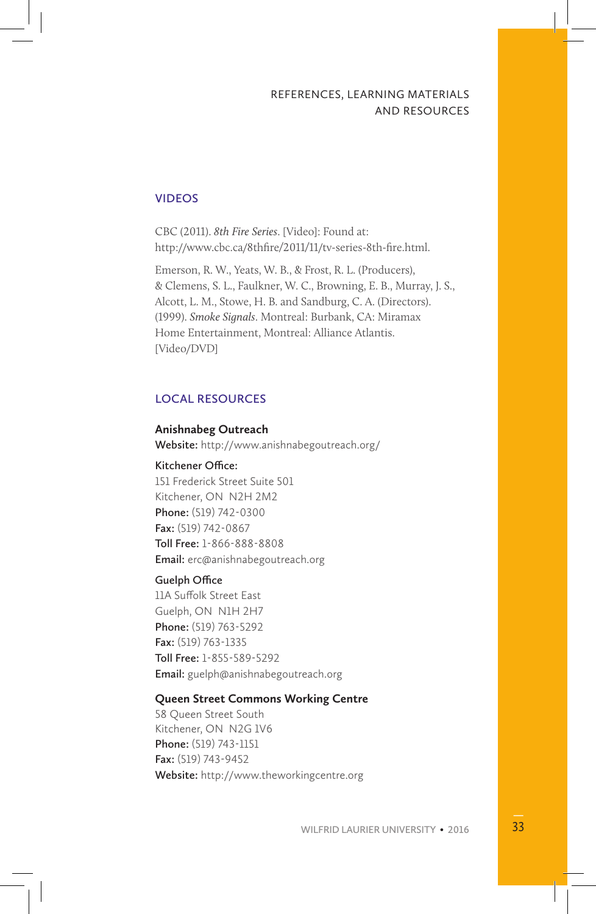## VIDEOS

CBC (2011). *8th Fire Series*. [Video]: Found at: http://www.cbc.ca/8thfire/2011/11/tv-series-8th-fire.html.

Emerson, R. W., Yeats, W. B., & Frost, R. L. (Producers), & Clemens, S. L., Faulkner, W. C., Browning, E. B., Murray, J. S., Alcott, L. M., Stowe, H. B. and Sandburg, C. A. (Directors). (1999). *Smoke Signals*. Montreal: Burbank, CA: Miramax Home Entertainment, Montreal: Alliance Atlantis. [Video/DVD]

## LOCAL RESOURCES

**Anishnabeg Outreach**
**Website:** http://www.anishnabegoutreach.org/

**Kitchener Office:**
151 Frederick Street Suite 501
Kitchener, ON N2H 2M2
**Phone:** (519) 742-0300
**Fax:** (519) 742-0867
**Toll Free:** 1-866-888-8808
**Email:** erc@anishnabegoutreach.org

**Guelph Office**
11A Suffolk Street East
Guelph, ON N1H 2H7
**Phone:** (519) 763-5292
**Fax:** (519) 763-1335
**Toll Free:** 1-855-589-5292
**Email:** guelph@anishnabegoutreach.org

**Queen Street Commons Working Centre**
58 Queen Street South
Kitchener, ON N2G 1V6
**Phone:** (519) 743-1151
**Fax:** (519) 743-9452
**Website:** http://www.theworkingcentre.org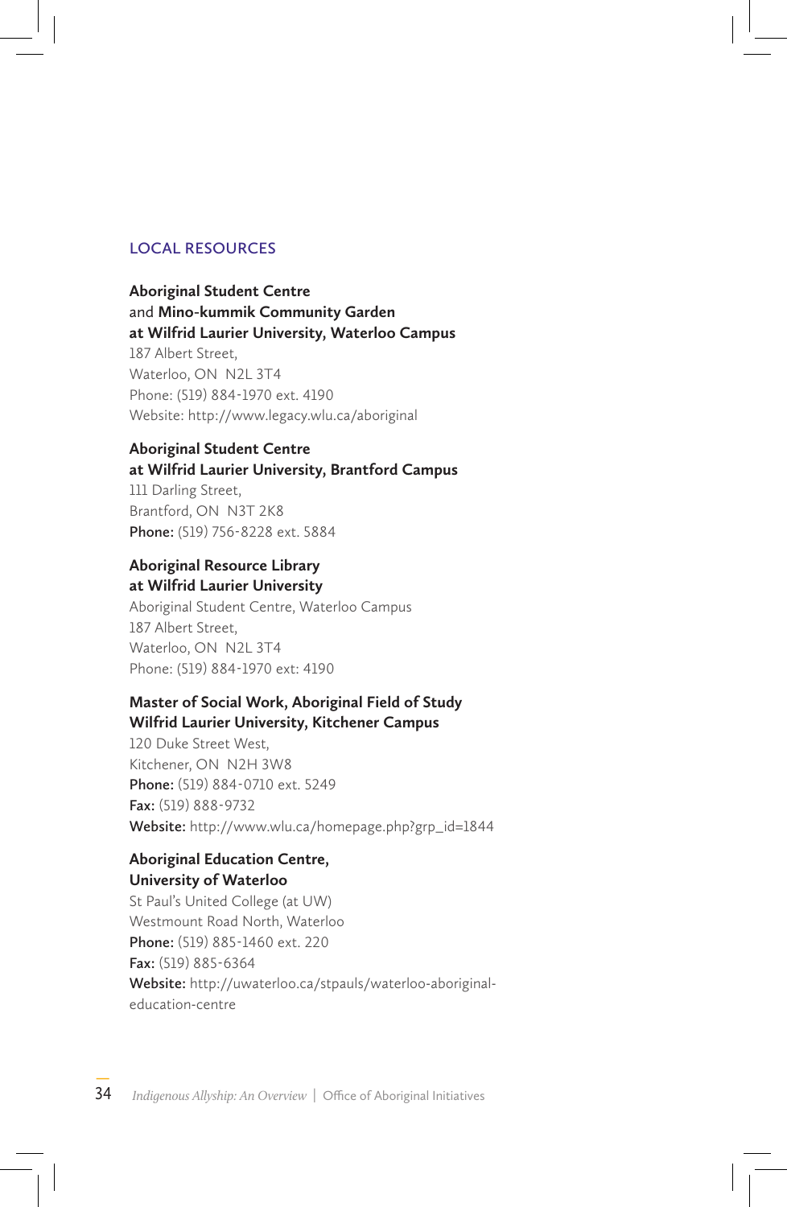## LOCAL RESOURCES

**Aboriginal Student Centre**
and **Mino-kummik Community Garden**
**at Wilfrid Laurier University, Waterloo Campus**
187 Albert Street,
Waterloo, ON  N2L 3T4
Phone: (519) 884-1970 ext. 4190
Website: http://www.legacy.wlu.ca/aboriginal

**Aboriginal Student Centre**
**at Wilfrid Laurier University, Brantford Campus**
111 Darling Street,
Brantford, ON  N3T 2K8
**Phone:** (519) 756-8228 ext. 5884

**Aboriginal Resource Library**
**at Wilfrid Laurier University**
Aboriginal Student Centre, Waterloo Campus
187 Albert Street,
Waterloo, ON  N2L 3T4
Phone: (519) 884-1970 ext: 4190

**Master of Social Work, Aboriginal Field of Study**
**Wilfrid Laurier University, Kitchener Campus**
120 Duke Street West,
Kitchener, ON  N2H 3W8
**Phone:** (519) 884-0710 ext. 5249
**Fax:** (519) 888-9732
**Website:** http://www.wlu.ca/homepage.php?grp_id=1844

**Aboriginal Education Centre,**
**University of Waterloo**
St Paul's United College (at UW)
Westmount Road North, Waterloo
**Phone:** (519) 885-1460 ext. 220
**Fax:** (519) 885-6364
**Website:** http://uwaterloo.ca/stpauls/waterloo-aboriginal-education-centre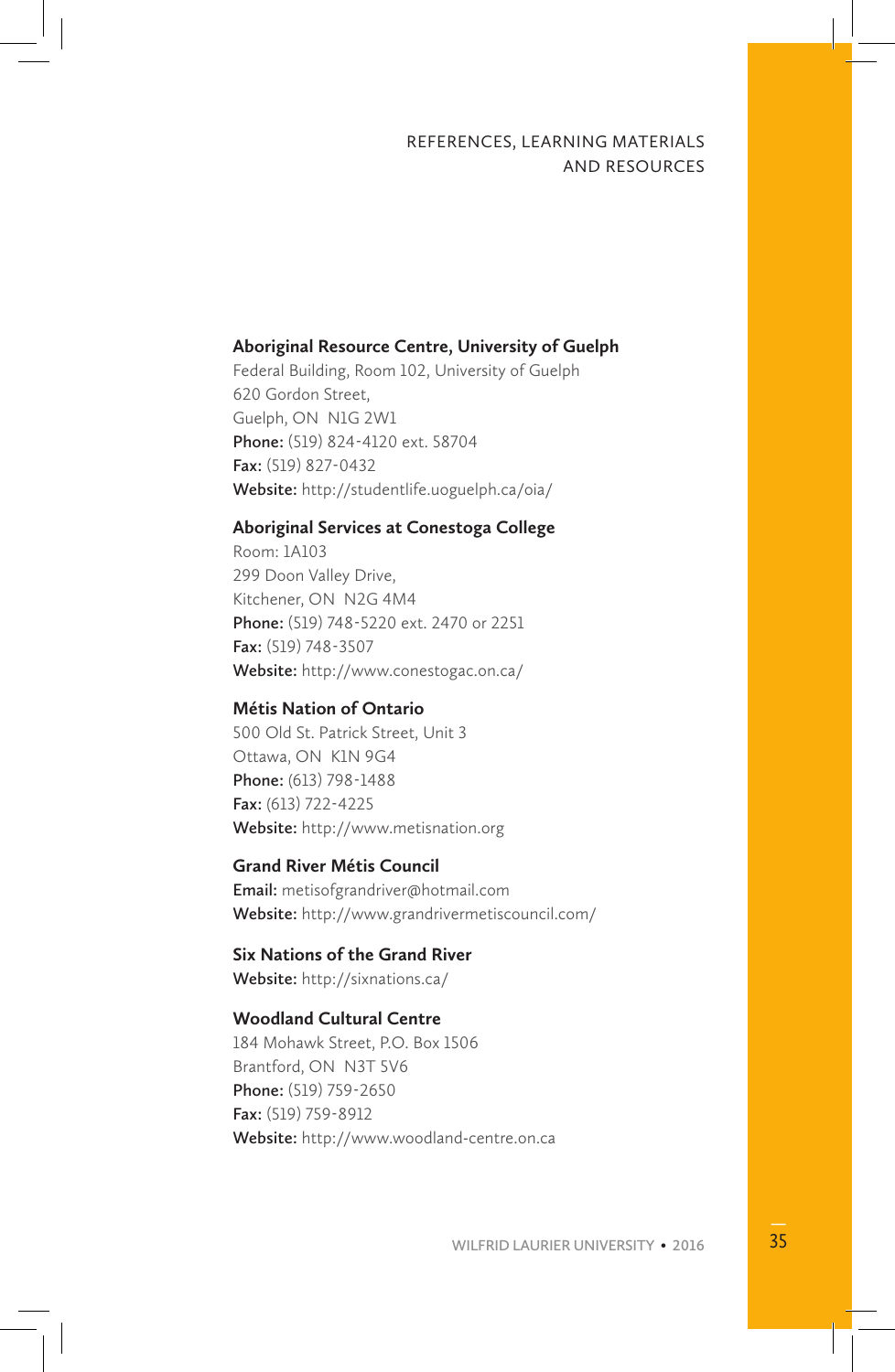**Aboriginal Resource Centre, University of Guelph**
Federal Building, Room 102, University of Guelph
620 Gordon Street,
Guelph, ON N1G 2W1
**Phone:** (519) 824-4120 ext. 58704
**Fax:** (519) 827-0432
**Website:** http://studentlife.uoguelph.ca/oia/

**Aboriginal Services at Conestoga College**
Room: 1A103
299 Doon Valley Drive,
Kitchener, ON N2G 4M4
**Phone:** (519) 748-5220 ext. 2470 or 2251
**Fax:** (519) 748-3507
**Website:** http://www.conestogac.on.ca/

**Métis Nation of Ontario**
500 Old St. Patrick Street, Unit 3
Ottawa, ON K1N 9G4
**Phone:** (613) 798-1488
**Fax:** (613) 722-4225
**Website:** http://www.metisnation.org

**Grand River Métis Council**
**Email:** metisofgrandriver@hotmail.com
**Website:** http://www.grandrivermetiscouncil.com/

**Six Nations of the Grand River**
**Website:** http://sixnations.ca/

**Woodland Cultural Centre**
184 Mohawk Street, P.O. Box 1506
Brantford, ON N3T 5V6
**Phone:** (519) 759-2650
**Fax:** (519) 759-8912
**Website:** http://www.woodland-centre.on.ca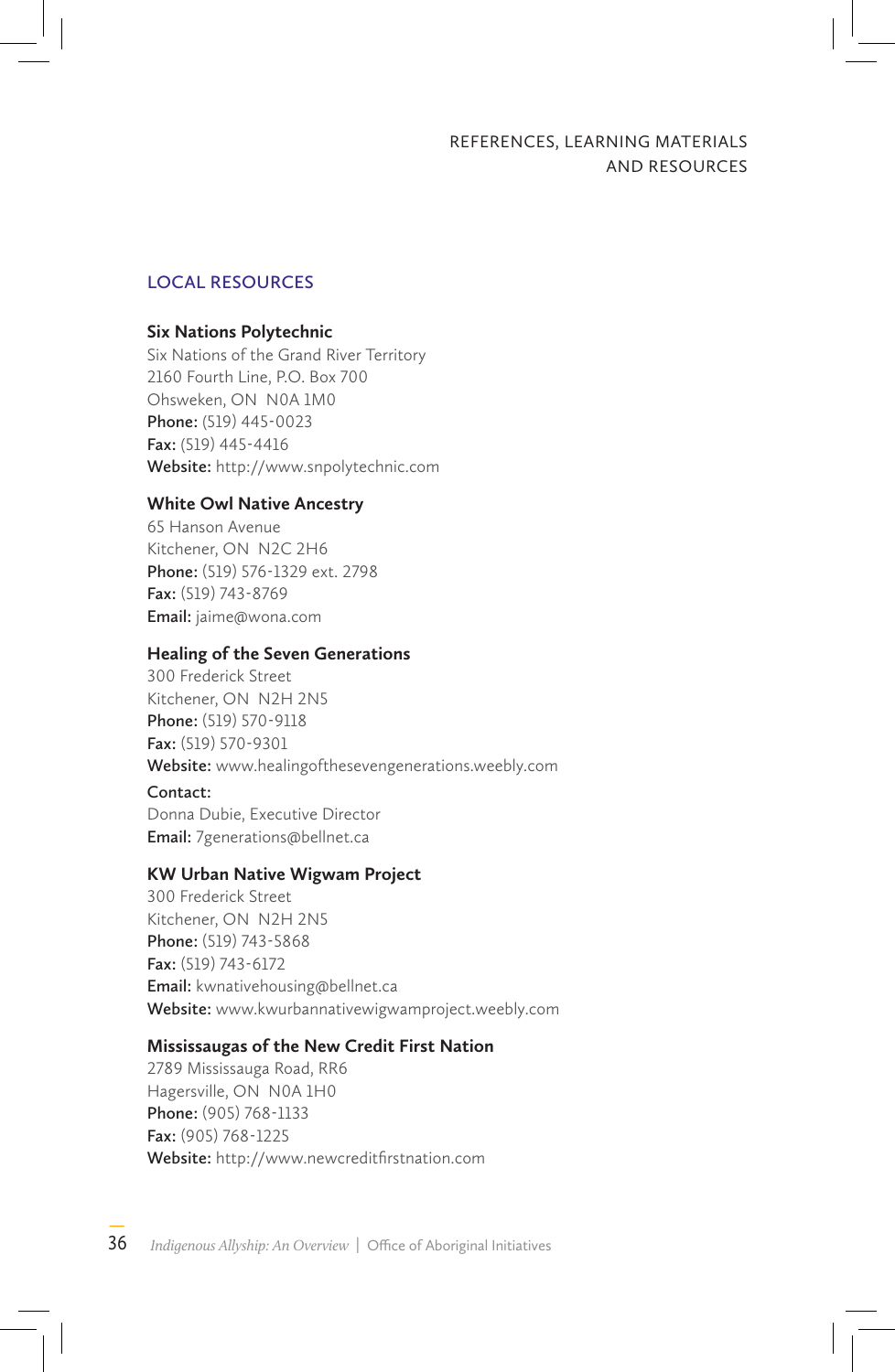## LOCAL RESOURCES

**Six Nations Polytechnic**
Six Nations of the Grand River Territory
2160 Fourth Line, P.O. Box 700
Ohsweken, ON  N0A 1M0
**Phone:** (519) 445-0023
**Fax:** (519) 445-4416
**Website:** http://www.snpolytechnic.com

**White Owl Native Ancestry**
65 Hanson Avenue
Kitchener, ON  N2C 2H6
**Phone:** (519) 576-1329 ext. 2798
**Fax:** (519) 743-8769
**Email:** jaime@wona.com

**Healing of the Seven Generations**
300 Frederick Street
Kitchener, ON  N2H 2N5
**Phone:** (519) 570-9118
**Fax:** (519) 570-9301
**Website:** www.healingofthesevengenerations.weebly.com

**Contact:**
Donna Dubie, Executive Director
**Email:** 7generations@bellnet.ca

**KW Urban Native Wigwam Project**
300 Frederick Street
Kitchener, ON  N2H 2N5
**Phone:** (519) 743-5868
**Fax:** (519) 743-6172
**Email:** kwnativehousing@bellnet.ca
**Website:** www.kwurbannativewigwamproject.weebly.com

**Mississaugas of the New Credit First Nation**
2789 Mississauga Road, RR6
Hagersville, ON  N0A 1H0
**Phone:** (905) 768-1133
**Fax:** (905) 768-1225
**Website:** http://www.newcreditfirstnation.com